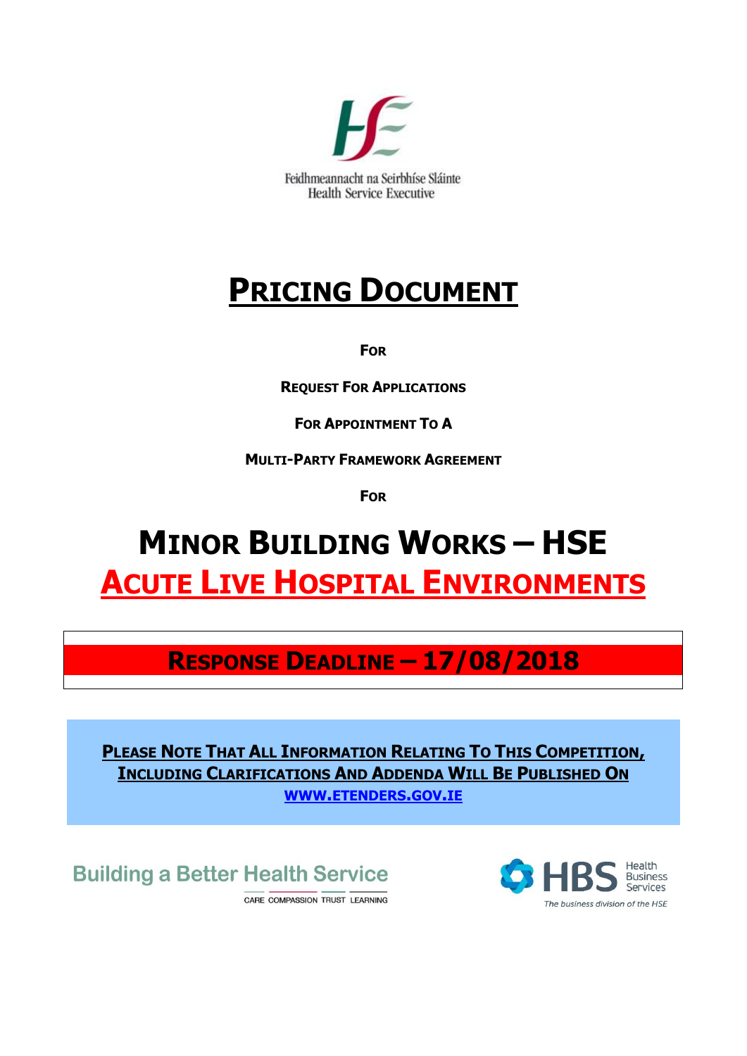Feidhmeannacht na Seirbhíse Sláinte
Health Service Executive

# PRICING DOCUMENT

**FOR**

**REQUEST FOR APPLICATIONS**

**FOR APPOINTMENT TO A**

**MULTI-PARTY FRAMEWORK AGREEMENT**

**FOR**

# MINOR BUILDING WORKS – HSE
# ACUTE LIVE HOSPITAL ENVIRONMENTS

## RESPONSE DEADLINE – 17/08/2018

**PLEASE NOTE THAT ALL INFORMATION RELATING TO THIS COMPETITION, INCLUDING CLARIFICATIONS AND ADDENDA WILL BE PUBLISHED ON WWW.ETENDERS.GOV.IE**

Building a Better Health Service
CARE COMPASSION TRUST LEARNING

HBS Health Business Services
The business division of the HSE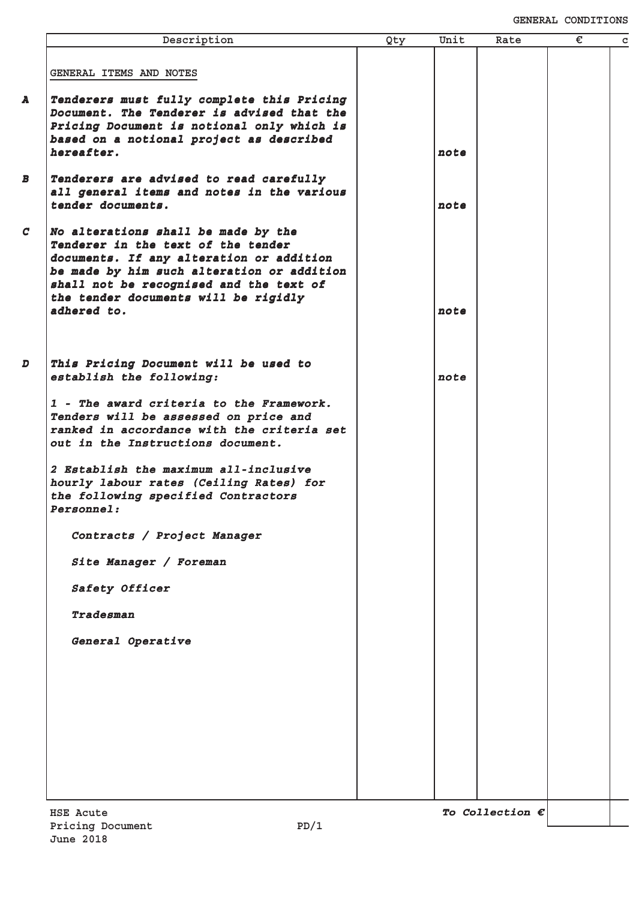| | Description | Qty | Unit | Rate | € | c |
|---|---|---|---|---|---|---|
| | GENERAL ITEMS AND NOTES | | | | | |
| **A** | ***Tenderers must fully complete this Pricing Document. The Tenderer is advised that the Pricing Document is notional only which is based on a notional project as described hereafter.*** | | ***note*** | | | |
| **B** | ***Tenderers are advised to read carefully all general items and notes in the various tender documents.*** | | ***note*** | | | |
| **C** | ***No alterations shall be made by the Tenderer in the text of the tender documents. If any alteration or addition be made by him such alteration or addition shall not be recognised and the text of the tender documents will be rigidly adhered to.*** | | ***note*** | | | |
| **D** | ***This Pricing Document will be used to establish the following:*** | | ***note*** | | | |
| | ***1 - The award criteria to the Framework. Tenders will be assessed on price and ranked in accordance with the criteria set out in the Instructions document.*** | | | | | |
| | ***2 Establish the maximum all-inclusive hourly labour rates (Ceiling Rates) for the following specified Contractors Personnel:*** | | | | | |
| | ***Contracts / Project Manager*** | | | | | |
| | ***Site Manager / Foreman*** | | | | | |
| | ***Safety Officer*** | | | | | |
| | ***Tradesman*** | | | | | |
| | ***General Operative*** | | | | | |
| | | | | ***To Collection €*** | | |

HSE Acute
Pricing Document
June 2018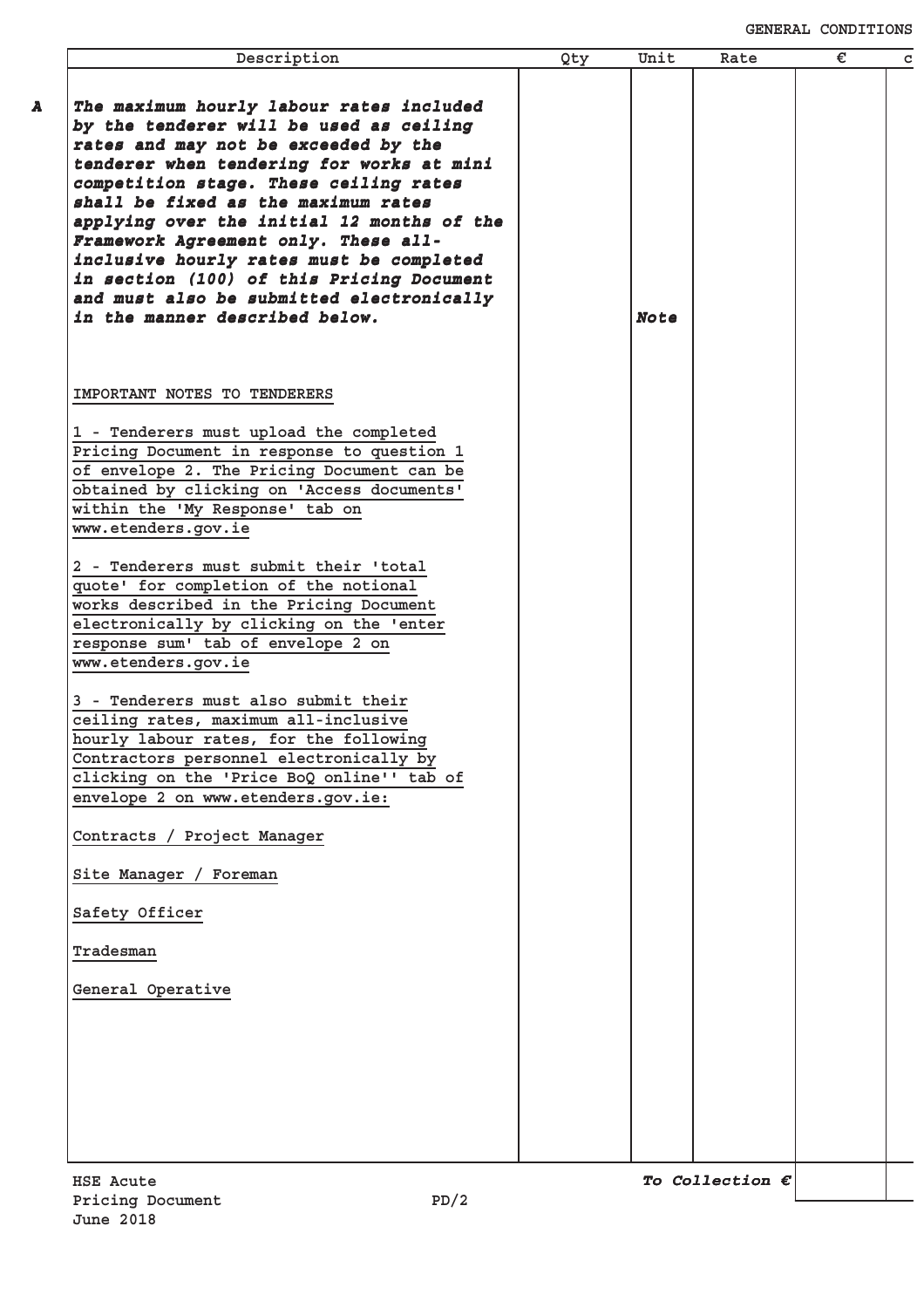| | Description | Qty | Unit | Rate | € | c |
|---|---|---|---|---|---|---|
| **A** | ***The maximum hourly labour rates included by the tenderer will be used as ceiling rates and may not be exceeded by the tenderer when tendering for works at mini competition stage. These ceiling rates shall be fixed as the maximum rates applying over the initial 12 months of the Framework Agreement only. These all-inclusive hourly rates must be completed in section (100) of this Pricing Document and must also be submitted electronically in the manner described below.*** | | ***Note*** | | | |

IMPORTANT NOTES TO TENDERERS

1 - Tenderers must upload the completed Pricing Document in response to question 1 of envelope 2. The Pricing Document can be obtained by clicking on 'Access documents' within the 'My Response' tab on www.etenders.gov.ie

2 - Tenderers must submit their 'total quote' for completion of the notional works described in the Pricing Document electronically by clicking on the 'enter response sum' tab of envelope 2 on www.etenders.gov.ie

3 - Tenderers must also submit their ceiling rates, maximum all-inclusive hourly labour rates, for the following Contractors personnel electronically by clicking on the 'Price BoQ online'' tab of envelope 2 on www.etenders.gov.ie:

Contracts / Project Manager

Site Manager / Foreman

Safety Officer

Tradesman

General Operative

***To Collection €***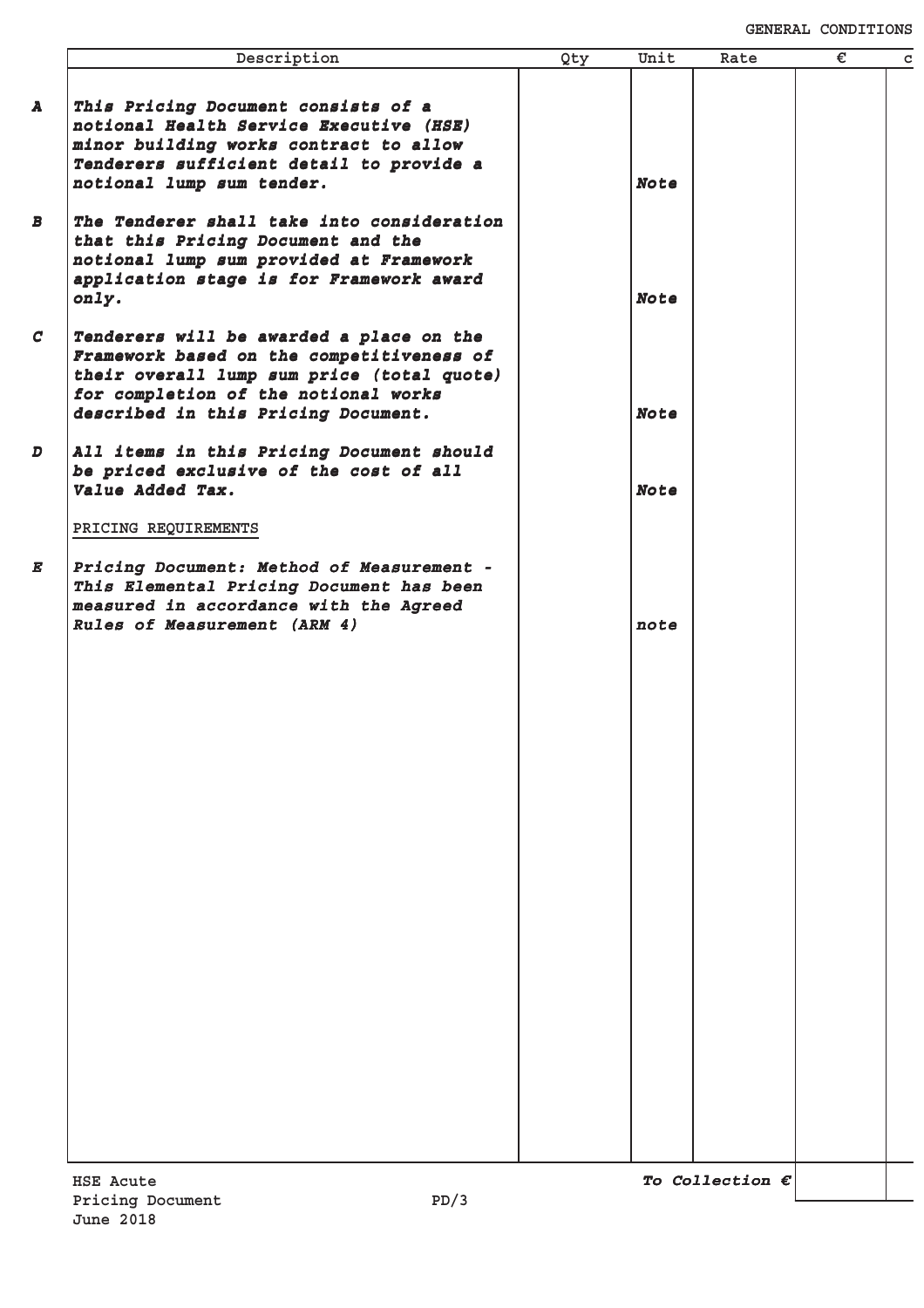# GENERAL CONDITIONS

| | Description | Qty | Unit | Rate | € | c |
|---|---|---|---|---|---|---|
| **A** | ***This Pricing Document consists of a notional Health Service Executive (HSE) minor building works contract to allow Tenderers sufficient detail to provide a notional lump sum tender.*** | | ***Note*** | | | |
| **B** | ***The Tenderer shall take into consideration that this Pricing Document and the notional lump sum provided at Framework application stage is for Framework award only.*** | | ***Note*** | | | |
| **C** | ***Tenderers will be awarded a place on the Framework based on the competitiveness of their overall lump sum price (total quote) for completion of the notional works described in this Pricing Document.*** | | ***Note*** | | | |
| **D** | ***All items in this Pricing Document should be priced exclusive of the cost of all Value Added Tax.*** | | ***Note*** | | | |
| | PRICING REQUIREMENTS | | | | | |
| **E** | ***Pricing Document: Method of Measurement - This Elemental Pricing Document has been measured in accordance with the Agreed Rules of Measurement (ARM 4)*** | | ***note*** | | | |
| | | | | ***To Collection €*** | | |

HSE Acute
Pricing Document
June 2018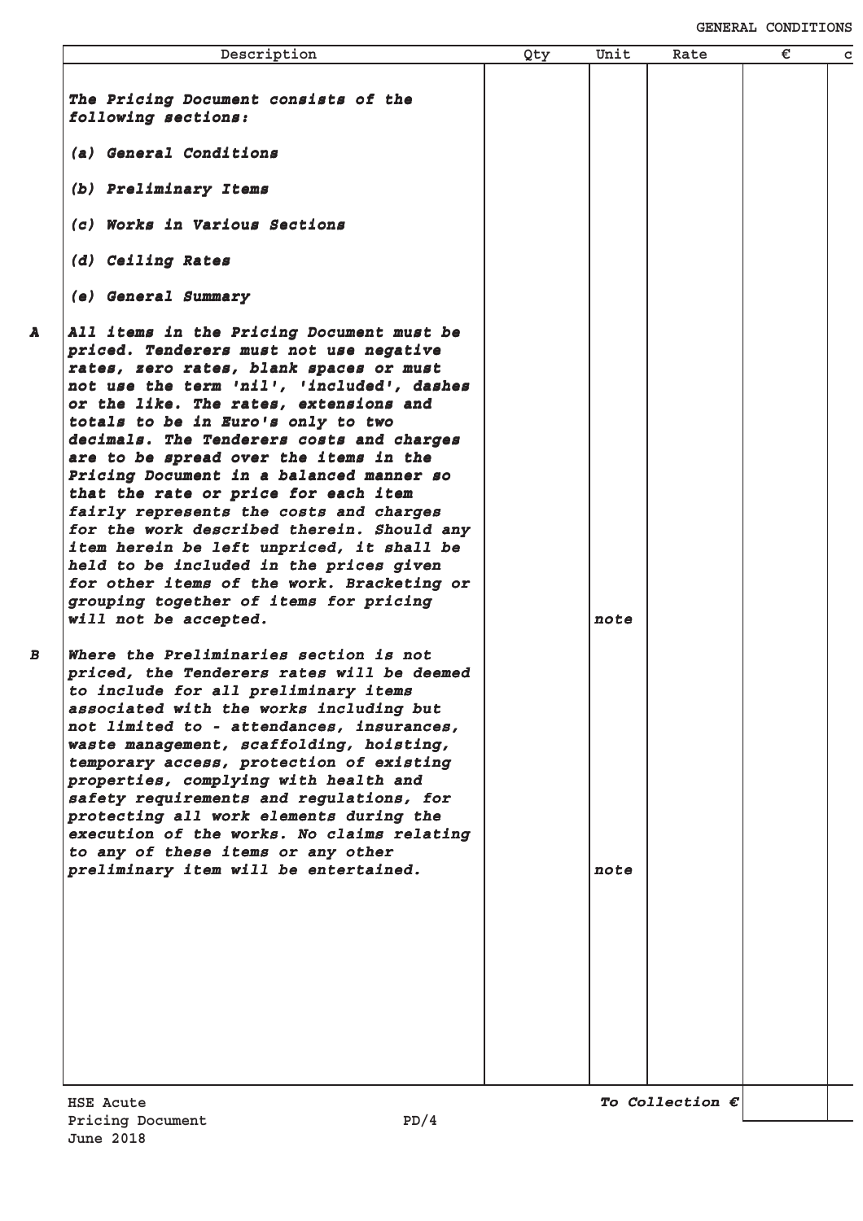| | Description | Qty | Unit | Rate | € | c |
|---|---|---|---|---|---|---|
| | ***The Pricing Document consists of the following sections:*** | | | | | |
| | ***(a) General Conditions*** | | | | | |
| | ***(b) Preliminary Items*** | | | | | |
| | ***(c) Works in Various Sections*** | | | | | |
| | ***(d) Ceiling Rates*** | | | | | |
| | ***(e) General Summary*** | | | | | |
| ***A*** | ***All items in the Pricing Document must be priced. Tenderers must not use negative rates, zero rates, blank spaces or must not use the term 'nil', 'included', dashes or the like. The rates, extensions and totals to be in Euro's only to two decimals. The Tenderers costs and charges are to be spread over the items in the Pricing Document in a balanced manner so that the rate or price for each item fairly represents the costs and charges for the work described therein. Should any item herein be left unpriced, it shall be held to be included in the prices given for other items of the work. Bracketing or grouping together of items for pricing will not be accepted.*** | | ***note*** | | | |
| ***B*** | ***Where the Preliminaries section is not priced, the Tenderers rates will be deemed to include for all preliminary items associated with the works including but not limited to - attendances, insurances, waste management, scaffolding, hoisting, temporary access, protection of existing properties, complying with health and safety requirements and regulations, for protecting all work elements during the execution of the works. No claims relating to any of these items or any other preliminary item will be entertained.*** | | ***note*** | | | |
| | | | | ***To Collection €*** | | |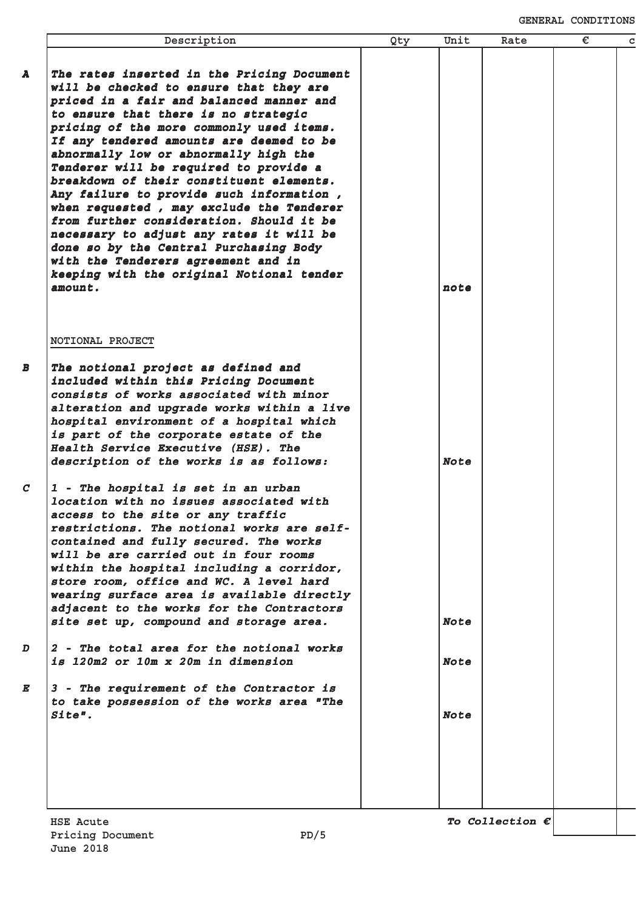| | Description | Qty | Unit | Rate | € | c |
|---|---|---|---|---|---|---|
| **A** | ***The rates inserted in the Pricing Document will be checked to ensure that they are priced in a fair and balanced manner and to ensure that there is no strategic pricing of the more commonly used items. If any tendered amounts are deemed to be abnormally low or abnormally high the Tenderer will be required to provide a breakdown of their constituent elements. Any failure to provide such information , when requested , may exclude the Tenderer from further consideration. Should it be necessary to adjust any rates it will be done so by the Central Purchasing Body with the Tenderers agreement and in keeping with the original Notional tender amount.*** | | ***note*** | | | |
| | NOTIONAL PROJECT | | | | | |
| **B** | ***The notional project as defined and included within this Pricing Document consists of works associated with minor alteration and upgrade works within a live hospital environment of a hospital which is part of the corporate estate of the Health Service Executive (HSE). The description of the works is as follows:*** | | ***Note*** | | | |
| **C** | ***1 - The hospital is set in an urban location with no issues associated with access to the site or any traffic restrictions. The notional works are self-contained and fully secured. The works will be are carried out in four rooms within the hospital including a corridor, store room, office and WC. A level hard wearing surface area is available directly adjacent to the works for the Contractors site set up, compound and storage area.*** | | ***Note*** | | | |
| **D** | ***2 - The total area for the notional works is 120m2 or 10m x 20m in dimension*** | | ***Note*** | | | |
| **E** | ***3 - The requirement of the Contractor is to take possession of the works area "The Site".*** | | ***Note*** | | | |
| | | | | ***To Collection €*** | | |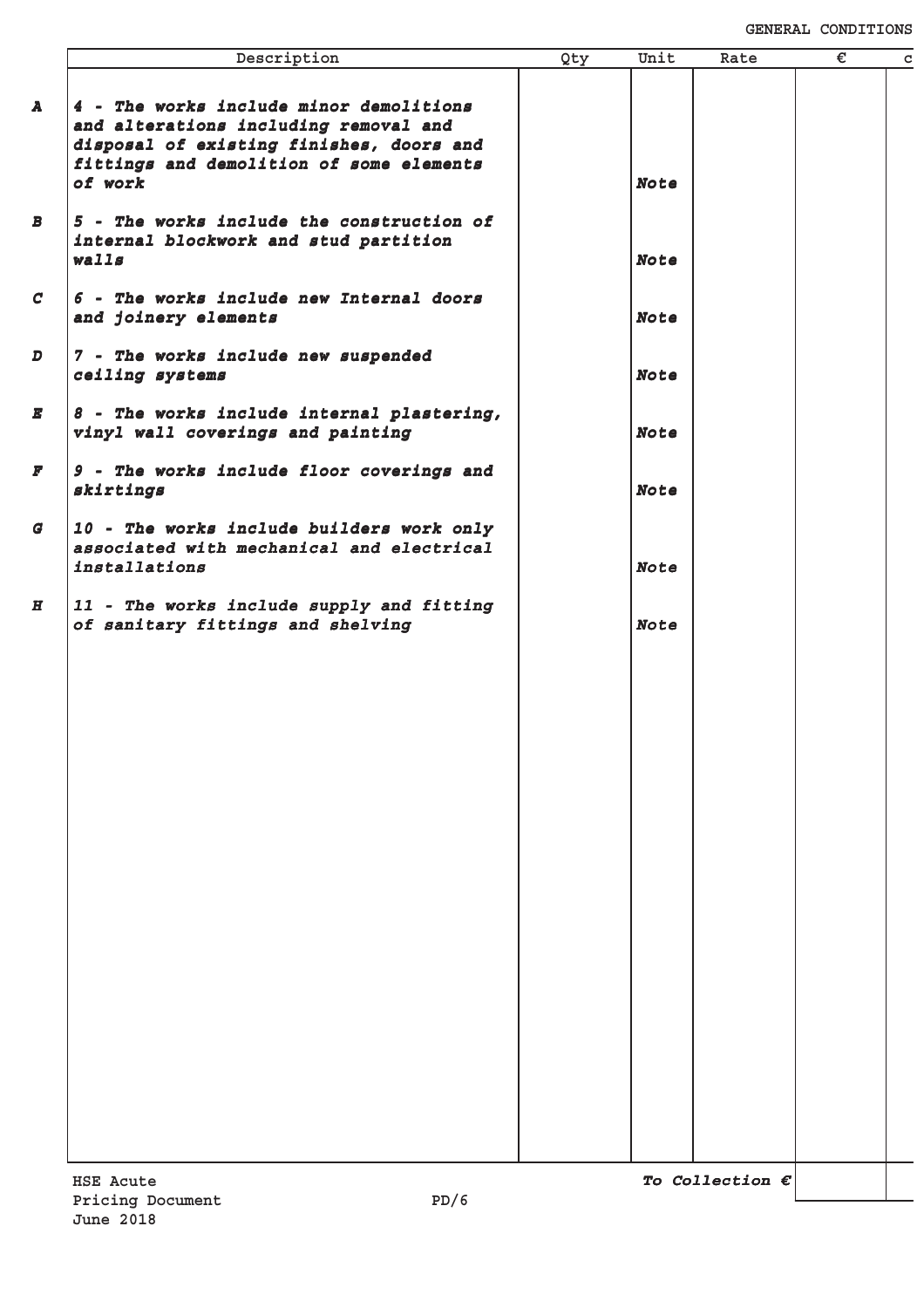GENERAL CONDITIONS

| | Description | Qty | Unit | Rate | € | c |
|---|---|---|---|---|---|---|
| **A** | ***4 - The works include minor demolitions and alterations including removal and disposal of existing finishes, doors and fittings and demolition of some elements of work*** | | ***Note*** | | | |
| **B** | ***5 - The works include the construction of internal blockwork and stud partition walls*** | | ***Note*** | | | |
| **C** | ***6 - The works include new Internal doors and joinery elements*** | | ***Note*** | | | |
| **D** | ***7 - The works include new suspended ceiling systems*** | | ***Note*** | | | |
| **E** | ***8 - The works include internal plastering, vinyl wall coverings and painting*** | | ***Note*** | | | |
| **F** | ***9 - The works include floor coverings and skirtings*** | | ***Note*** | | | |
| **G** | ***10 - The works include builders work only associated with mechanical and electrical installations*** | | ***Note*** | | | |
| **H** | ***11 - The works include supply and fitting of sanitary fittings and shelving*** | | ***Note*** | | | |
| | | | | ***To Collection €*** | | |

HSE Acute
Pricing Document PD/6
June 2018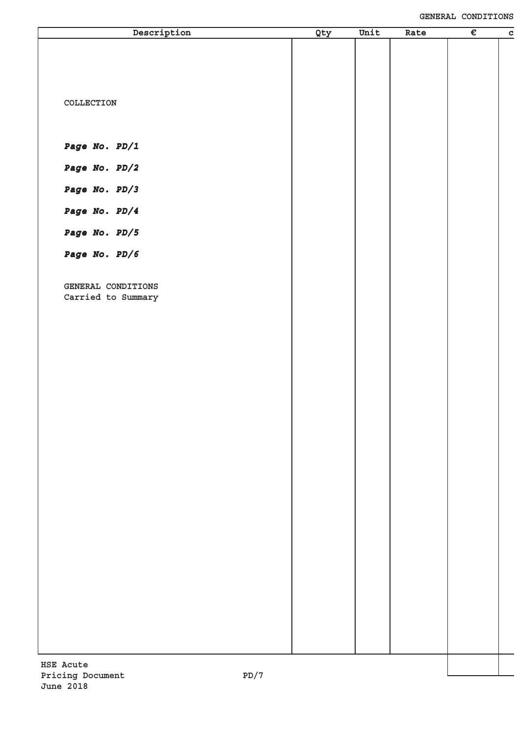| Description | Qty | Unit | Rate | € | c |
|---|---|---|---|---|---|
| COLLECTION | | | | | |
| ***Page No. PD/1*** | | | | | |
| ***Page No. PD/2*** | | | | | |
| ***Page No. PD/3*** | | | | | |
| ***Page No. PD/4*** | | | | | |
| ***Page No. PD/5*** | | | | | |
| ***Page No. PD/6*** | | | | | |
| GENERAL CONDITIONS<br>Carried to Summary | | | | | |

HSE Acute
Pricing Document
June 2018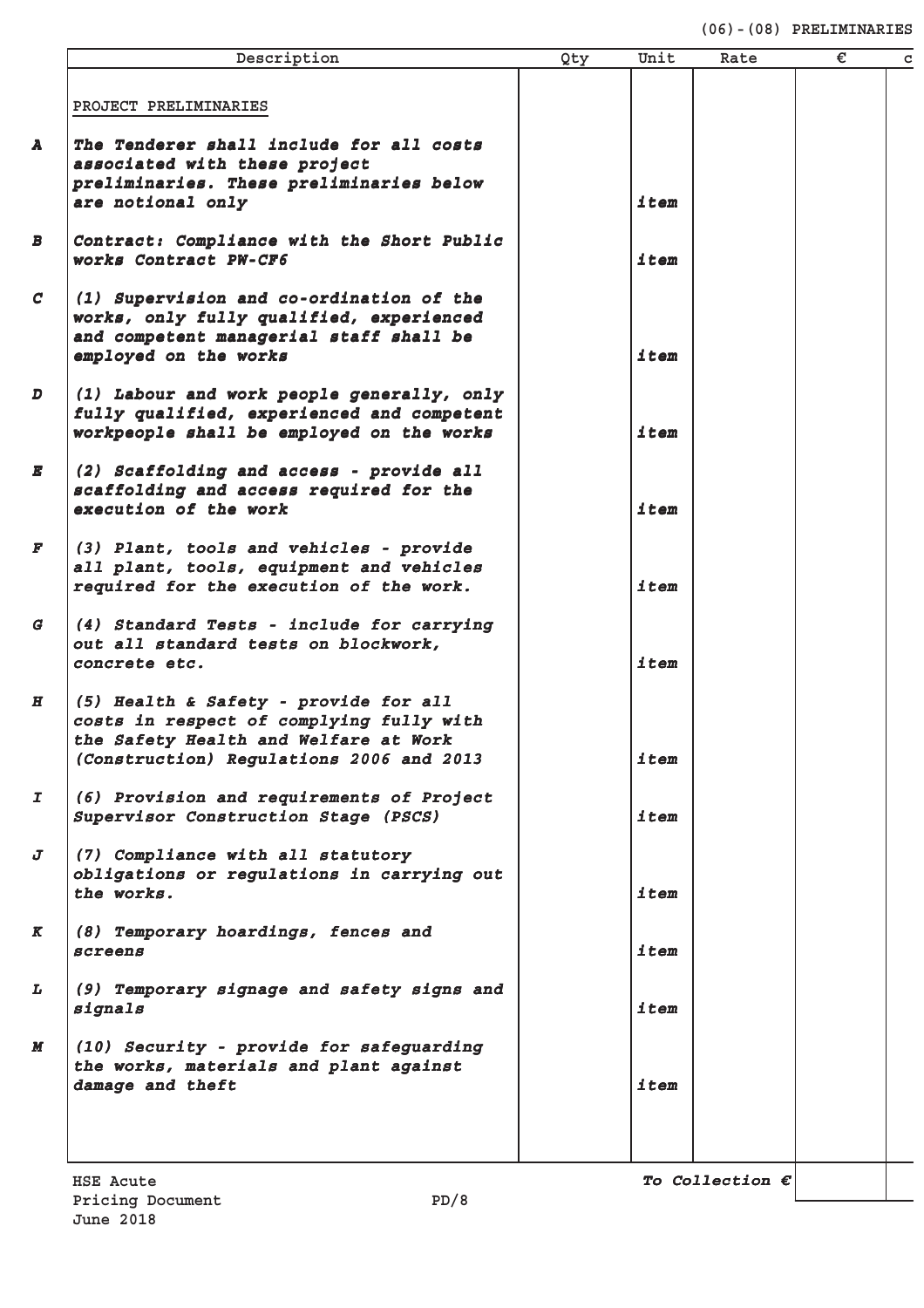(06)-(08) PRELIMINARIES

| | Description | Qty | Unit | Rate | € | c |
|---|---|---|---|---|---|---|
| | PROJECT PRELIMINARIES | | | | | |
| A | *The Tenderer shall include for all costs associated with these project preliminaries. These preliminaries below are notional only* | | *item* | | | |
| B | *Contract: Compliance with the Short Public works Contract PW-CF6* | | *item* | | | |
| C | *(1) Supervision and co-ordination of the works, only fully qualified, experienced and competent managerial staff shall be employed on the works* | | *item* | | | |
| D | *(1) Labour and work people generally, only fully qualified, experienced and competent workpeople shall be employed on the works* | | *item* | | | |
| E | *(2) Scaffolding and access - provide all scaffolding and access required for the execution of the work* | | *item* | | | |
| F | *(3) Plant, tools and vehicles - provide all plant, tools, equipment and vehicles required for the execution of the work.* | | *item* | | | |
| G | *(4) Standard Tests - include for carrying out all standard tests on blockwork, concrete etc.* | | *item* | | | |
| H | *(5) Health & Safety - provide for all costs in respect of complying fully with the Safety Health and Welfare at Work (Construction) Regulations 2006 and 2013* | | *item* | | | |
| I | *(6) Provision and requirements of Project Supervisor Construction Stage (PSCS)* | | *item* | | | |
| J | *(7) Compliance with all statutory obligations or regulations in carrying out the works.* | | *item* | | | |
| K | *(8) Temporary hoardings, fences and screens* | | *item* | | | |
| L | *(9) Temporary signage and safety signs and signals* | | *item* | | | |
| M | *(10) Security - provide for safeguarding the works, materials and plant against damage and theft* | | *item* | | | |
| | | | | *To Collection €* | | |

HSE Acute
Pricing Document PD/8
June 2018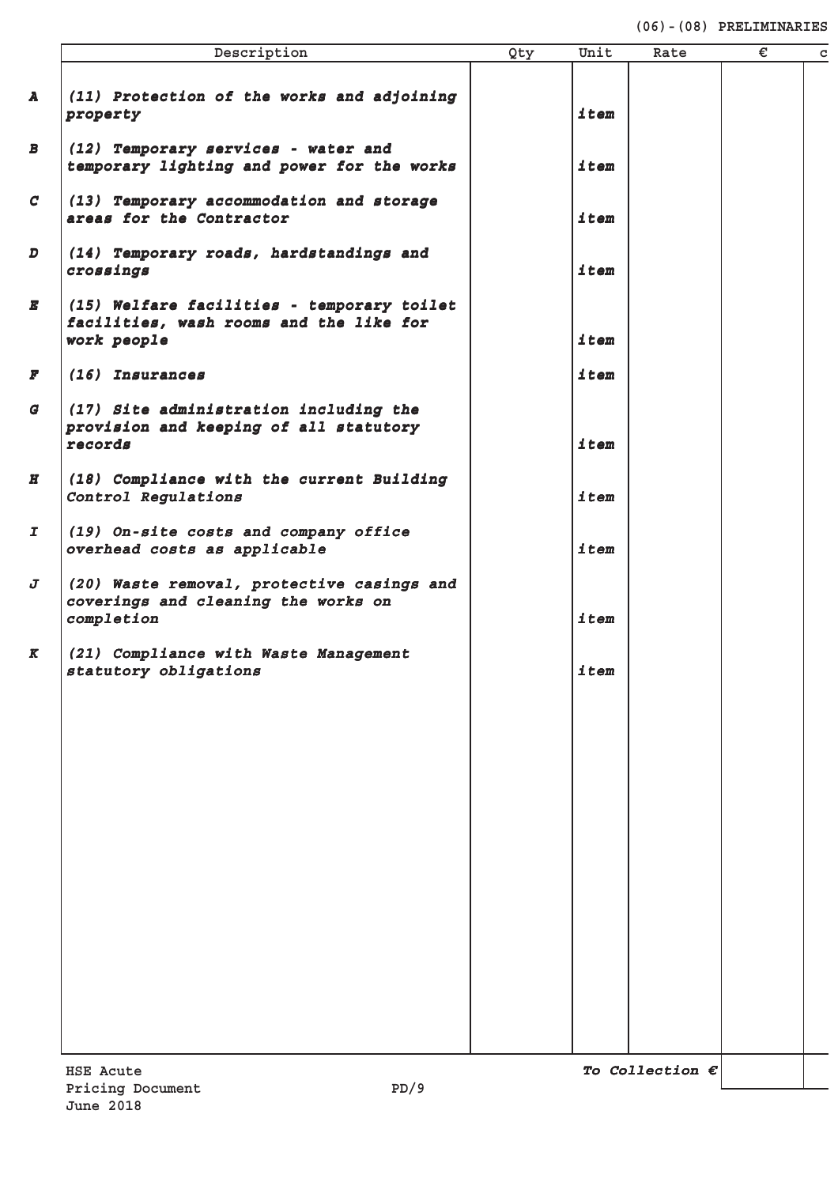(06)-(08) PRELIMINARIES

| | Description | Qty | Unit | Rate | € | c |
|---|---|---|---|---|---|---|
| A | *(11) Protection of the works and adjoining property* | | *item* | | | |
| B | *(12) Temporary services - water and temporary lighting and power for the works* | | *item* | | | |
| C | *(13) Temporary accommodation and storage areas for the Contractor* | | *item* | | | |
| D | *(14) Temporary roads, hardstandings and crossings* | | *item* | | | |
| E | *(15) Welfare facilities - temporary toilet facilities, wash rooms and the like for work people* | | *item* | | | |
| F | *(16) Insurances* | | *item* | | | |
| G | *(17) Site administration including the provision and keeping of all statutory records* | | *item* | | | |
| H | *(18) Compliance with the current Building Control Regulations* | | *item* | | | |
| I | *(19) On-site costs and company office overhead costs as applicable* | | *item* | | | |
| J | *(20) Waste removal, protective casings and coverings and cleaning the works on completion* | | *item* | | | |
| K | *(21) Compliance with Waste Management statutory obligations* | | *item* | | | |

*To Collection €*

HSE Acute
Pricing Document
June 2018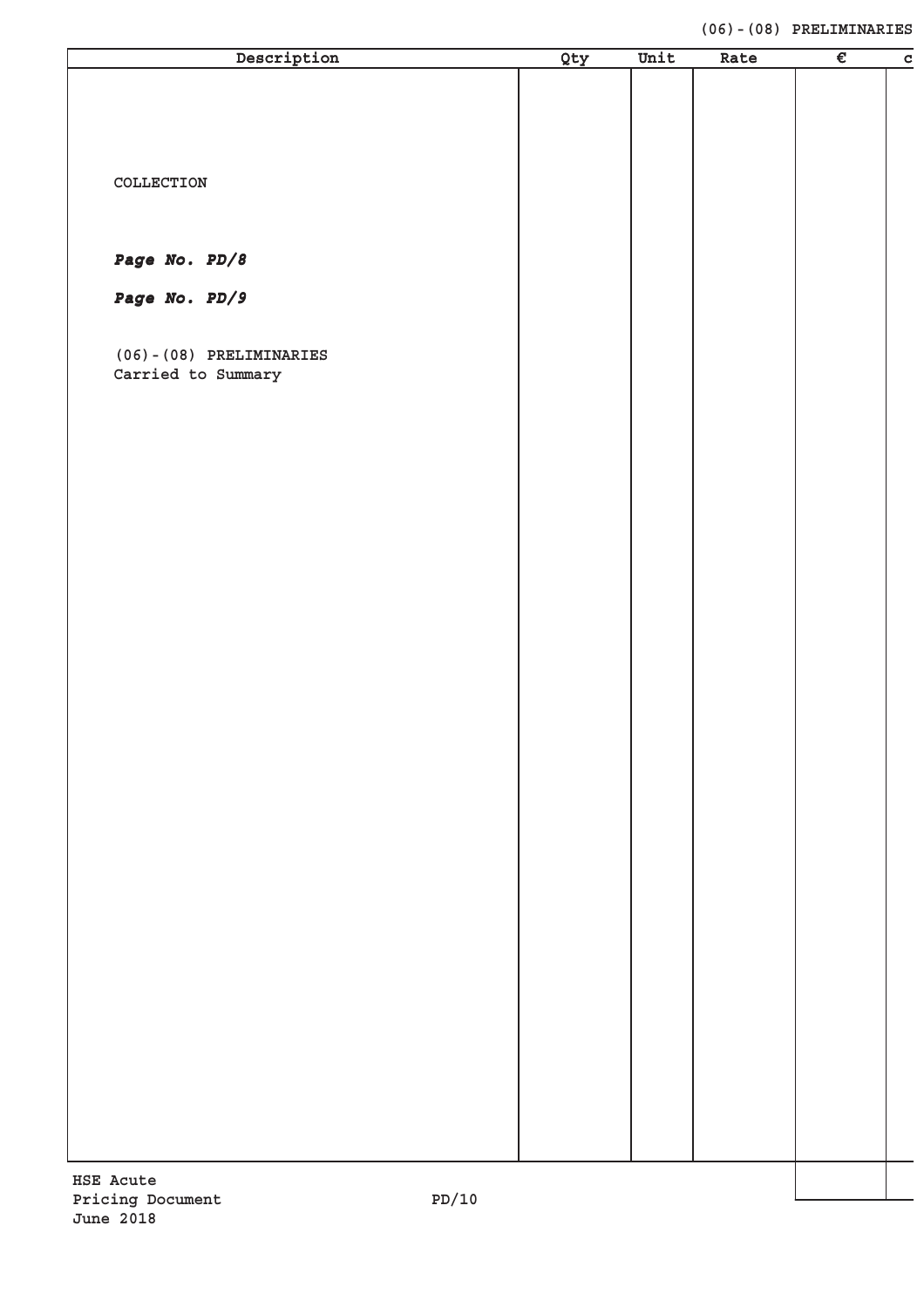| Description | Qty | Unit | Rate | € | c |
|---|---|---|---|---|---|
| COLLECTION | | | | | |
| ***Page No. PD/8*** | | | | | |
| ***Page No. PD/9*** | | | | | |
| (06)-(08) PRELIMINARIES<br>Carried to Summary | | | | | |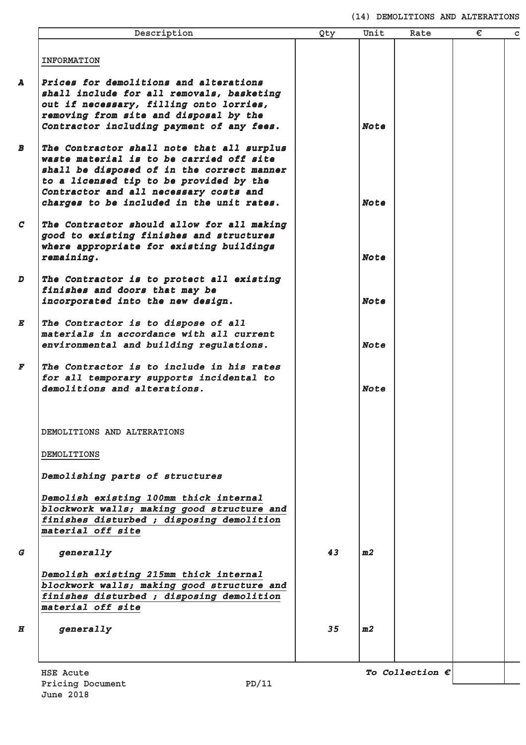(14) DEMOLITIONS AND ALTERATIONS

| | Description | Qty | Unit | Rate | € | c |
|---|---|---|---|---|---|---|
| | INFORMATION | | | | | |
| A | *Prices for demolitions and alterations shall include for all removals, basketing out if necessary, filling onto lorries, removing from site and disposal by the Contractor including payment of any fees.* | | *Note* | | | |
| B | *The Contractor shall note that all surplus waste material is to be carried off site shall be disposed of in the correct manner to a licensed tip to be provided by the Contractor and all necessary costs and charges to be included in the unit rates.* | | *Note* | | | |
| C | *The Contractor should allow for all making good to existing finishes and structures where appropriate for existing buildings remaining.* | | *Note* | | | |
| D | *The Contractor is to protect all existing finishes and doors that may be incorporated into the new design.* | | *Note* | | | |
| E | *The Contractor is to dispose of all materials in accordance with all current environmental and building regulations.* | | *Note* | | | |
| F | *The Contractor is to include in his rates for all temporary supports incidental to demolitions and alterations.* | | *Note* | | | |
| | DEMOLITIONS AND ALTERATIONS | | | | | |
| | DEMOLITIONS | | | | | |
| | *Demolishing parts of structures* | | | | | |
| | *Demolish existing 100mm thick internal blockwork walls; making good structure and finishes disturbed ; disposing demolition material off site* | | | | | |
| G | *generally* | *43* | *m2* | | | |
| | *Demolish existing 215mm thick internal blockwork walls; making good structure and finishes disturbed ; disposing demolition material off site* | | | | | |
| H | *generally* | *35* | *m2* | | | |
| | | | | ***To Collection €*** | | |

HSE Acute
Pricing Document PD/11
June 2018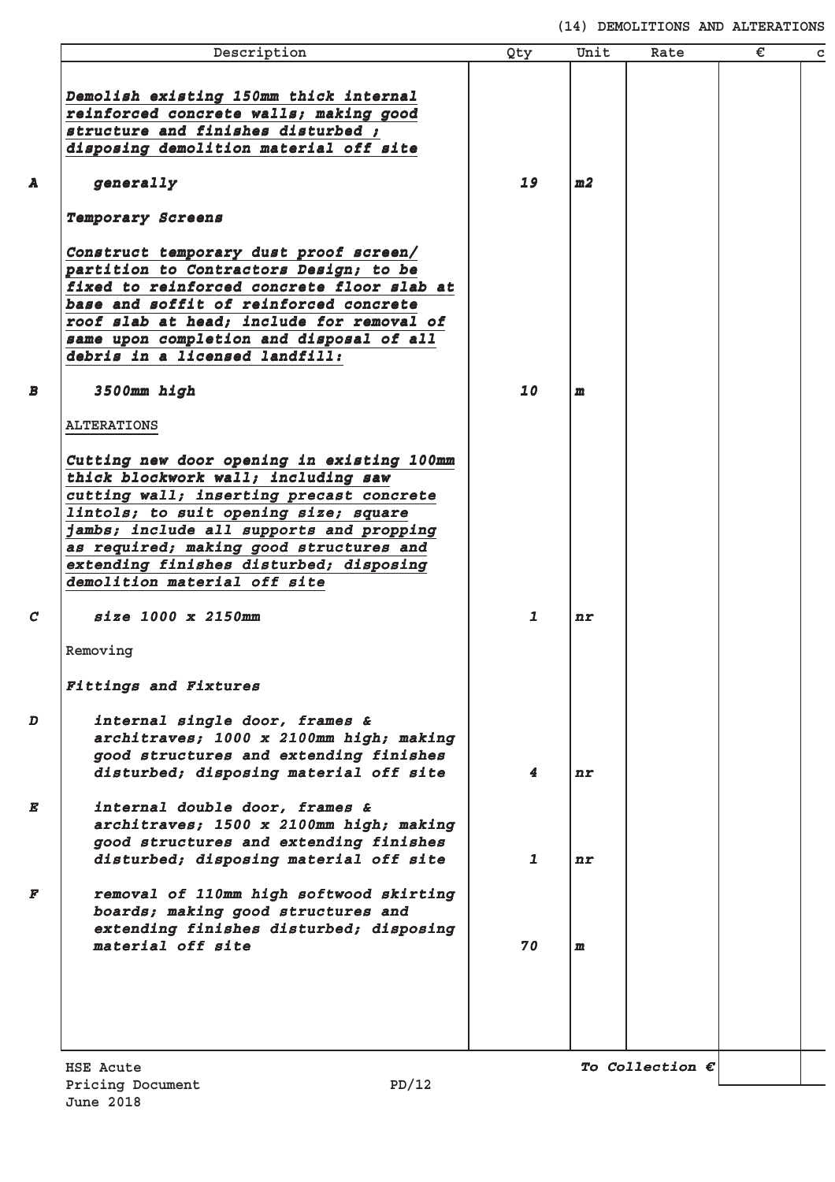(14) DEMOLITIONS AND ALTERATIONS

| | Description | Qty | Unit | Rate | € | c |
|---|---|---|---|---|---|---|
| | ***Demolish existing 150mm thick internal reinforced concrete walls; making good structure and finishes disturbed ; disposing demolition material off site*** | | | | | |
| ***A*** | *generally* | ***19*** | ***m2*** | | | |
| | ***Temporary Screens*** | | | | | |
| | ***Construct temporary dust proof screen/ partition to Contractors Design; to be fixed to reinforced concrete floor slab at base and soffit of reinforced concrete roof slab at head; include for removal of same upon completion and disposal of all debris in a licensed landfill:*** | | | | | |
| ***B*** | *3500mm high* | ***10*** | ***m*** | | | |
| | ALTERATIONS | | | | | |
| | ***Cutting new door opening in existing 100mm thick blockwork wall; including saw cutting wall; inserting precast concrete lintols; to suit opening size; square jambs; include all supports and propping as required; making good structures and extending finishes disturbed; disposing demolition material off site*** | | | | | |
| ***C*** | *size 1000 x 2150mm* | ***1*** | ***nr*** | | | |
| | Removing | | | | | |
| | ***Fittings and Fixtures*** | | | | | |
| ***D*** | *internal single door, frames & architraves; 1000 x 2100mm high; making good structures and extending finishes disturbed; disposing material off site* | ***4*** | ***nr*** | | | |
| ***E*** | *internal double door, frames & architraves; 1500 x 2100mm high; making good structures and extending finishes disturbed; disposing material off site* | ***1*** | ***nr*** | | | |
| ***F*** | *removal of 110mm high softwood skirting boards; making good structures and extending finishes disturbed; disposing material off site* | ***70*** | ***m*** | | | |

***To Collection €***

HSE Acute
Pricing Document PD/12
June 2018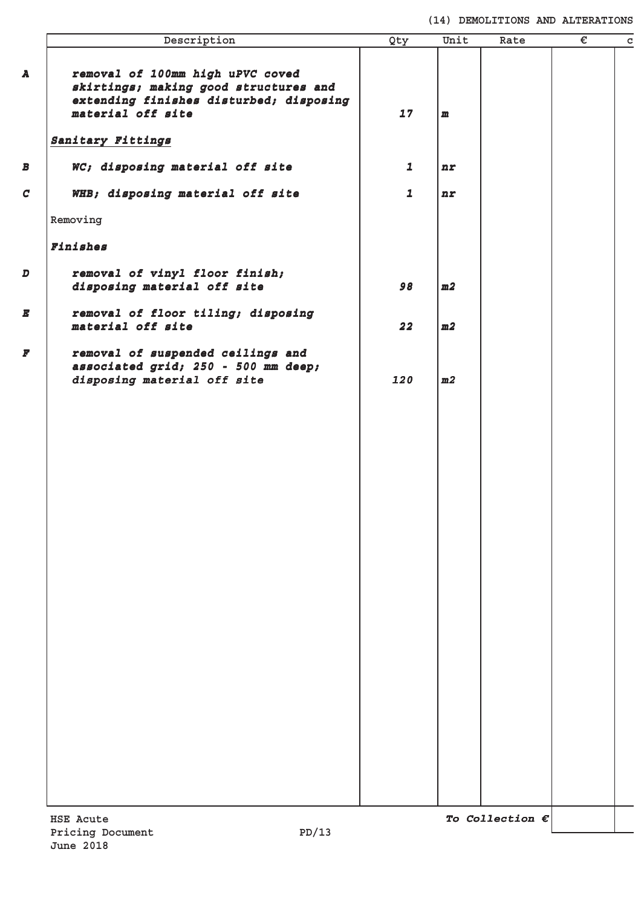(14) DEMOLITIONS AND ALTERATIONS

| | Description | Qty | Unit | Rate | € | c |
|---|---|---|---|---|---|---|
| A | ***removal of 100mm high uPVC coved skirtings; making good structures and extending finishes disturbed; disposing material off site*** | ***17*** | ***m*** | | | |
| | ***Sanitary Fittings*** | | | | | |
| B | ***WC; disposing material off site*** | ***1*** | ***nr*** | | | |
| C | ***WHB; disposing material off site*** | ***1*** | ***nr*** | | | |
| | Removing | | | | | |
| | ***Finishes*** | | | | | |
| D | ***removal of vinyl floor finish; disposing material off site*** | ***98*** | ***m2*** | | | |
| E | ***removal of floor tiling; disposing material off site*** | ***22*** | ***m2*** | | | |
| F | ***removal of suspended ceilings and associated grid; 250 - 500 mm deep; disposing material off site*** | ***120*** | ***m2*** | | | |
| | | | | ***To Collection €*** | | |

HSE Acute
Pricing Document PD/13
June 2018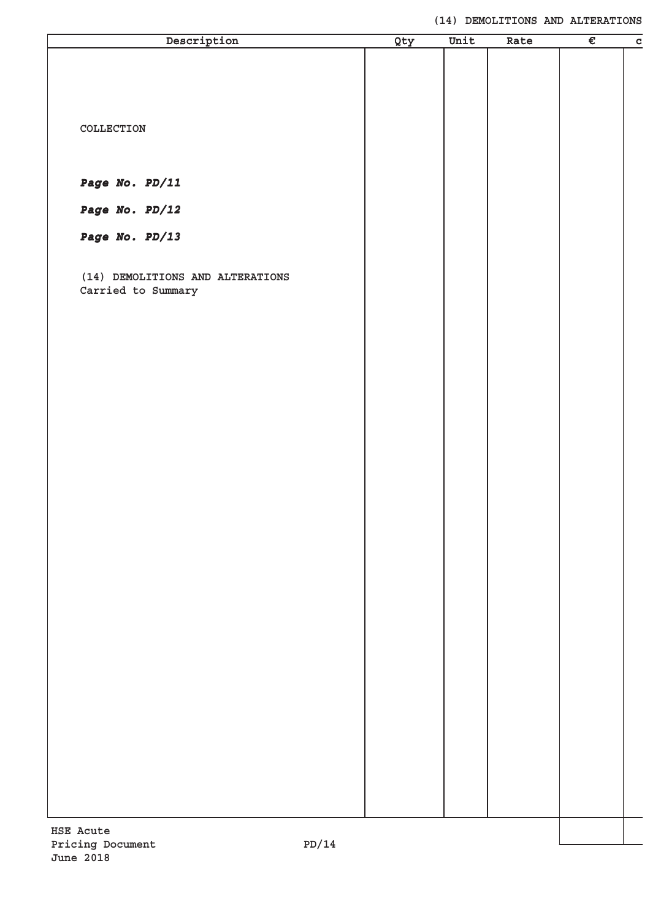| Description | Qty | Unit | Rate | € | c |
|---|---|---|---|---|---|
| COLLECTION | | | | | |
| ***Page No. PD/11*** | | | | | |
| ***Page No. PD/12*** | | | | | |
| ***Page No. PD/13*** | | | | | |
| (14) DEMOLITIONS AND ALTERATIONS Carried to Summary | | | | | |

HSE Acute
Pricing Document
June 2018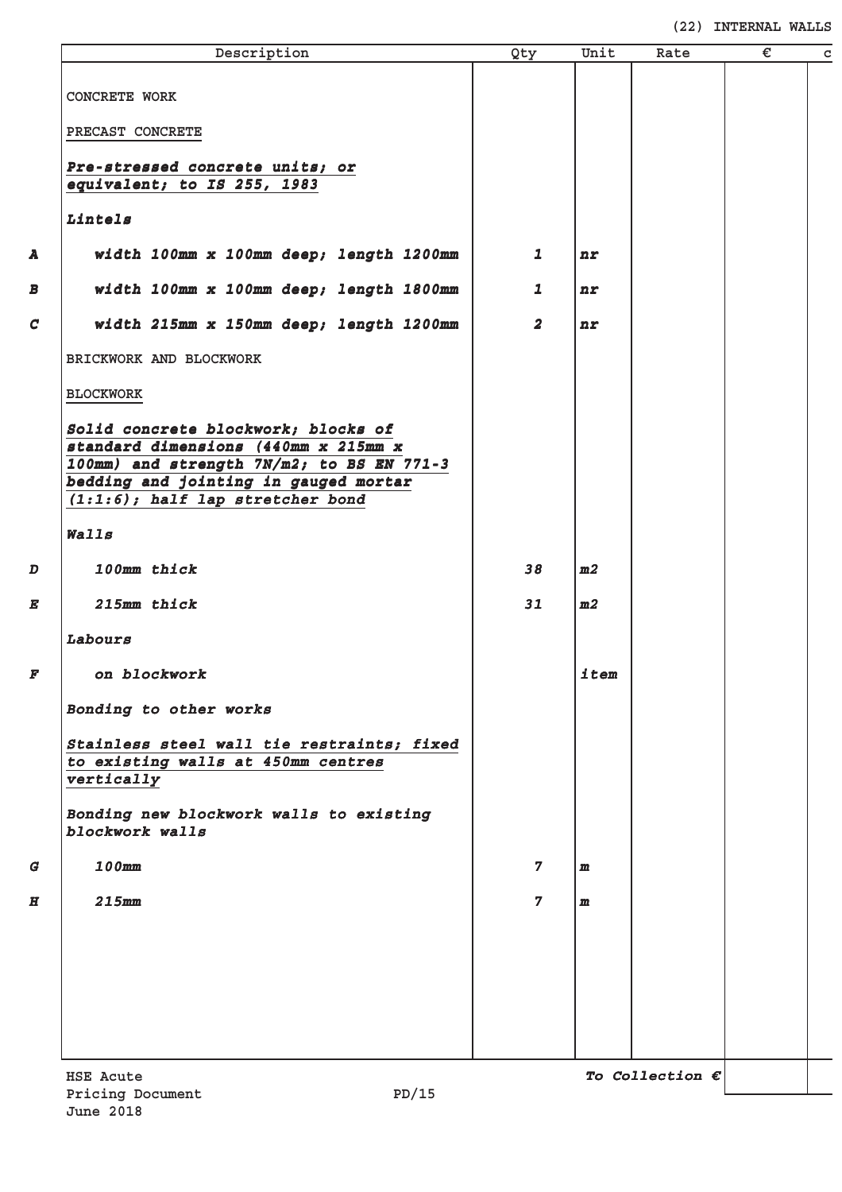## (22) INTERNAL WALLS

| | Description | Qty | Unit | Rate | € | c |
|---|---|---|---|---|---|---|
| | CONCRETE WORK | | | | | |
| | PRECAST CONCRETE | | | | | |
| | ***Pre-stressed concrete units; or equivalent; to IS 255, 1983*** | | | | | |
| | ***Lintels*** | | | | | |
| **A** | ***width 100mm x 100mm deep; length 1200mm*** | ***1*** | ***nr*** | | | |
| **B** | ***width 100mm x 100mm deep; length 1800mm*** | ***1*** | ***nr*** | | | |
| **C** | ***width 215mm x 150mm deep; length 1200mm*** | ***2*** | ***nr*** | | | |
| | BRICKWORK AND BLOCKWORK | | | | | |
| | BLOCKWORK | | | | | |
| | ***Solid concrete blockwork; blocks of standard dimensions (440mm x 215mm x 100mm) and strength 7N/m2; to BS EN 771-3 bedding and jointing in gauged mortar (1:1:6); half lap stretcher bond*** | | | | | |
| | ***Walls*** | | | | | |
| **D** | ***100mm thick*** | ***38*** | ***m2*** | | | |
| **E** | ***215mm thick*** | ***31*** | ***m2*** | | | |
| | ***Labours*** | | | | | |
| **F** | ***on blockwork*** | | ***item*** | | | |
| | ***Bonding to other works*** | | | | | |
| | ***Stainless steel wall tie restraints; fixed to existing walls at 450mm centres vertically*** | | | | | |
| | ***Bonding new blockwork walls to existing blockwork walls*** | | | | | |
| **G** | ***100mm*** | ***7*** | ***m*** | | | |
| **H** | ***215mm*** | ***7*** | ***m*** | | | |
| | | | | ***To Collection €*** | | |

HSE Acute
Pricing Document PD/15
June 2018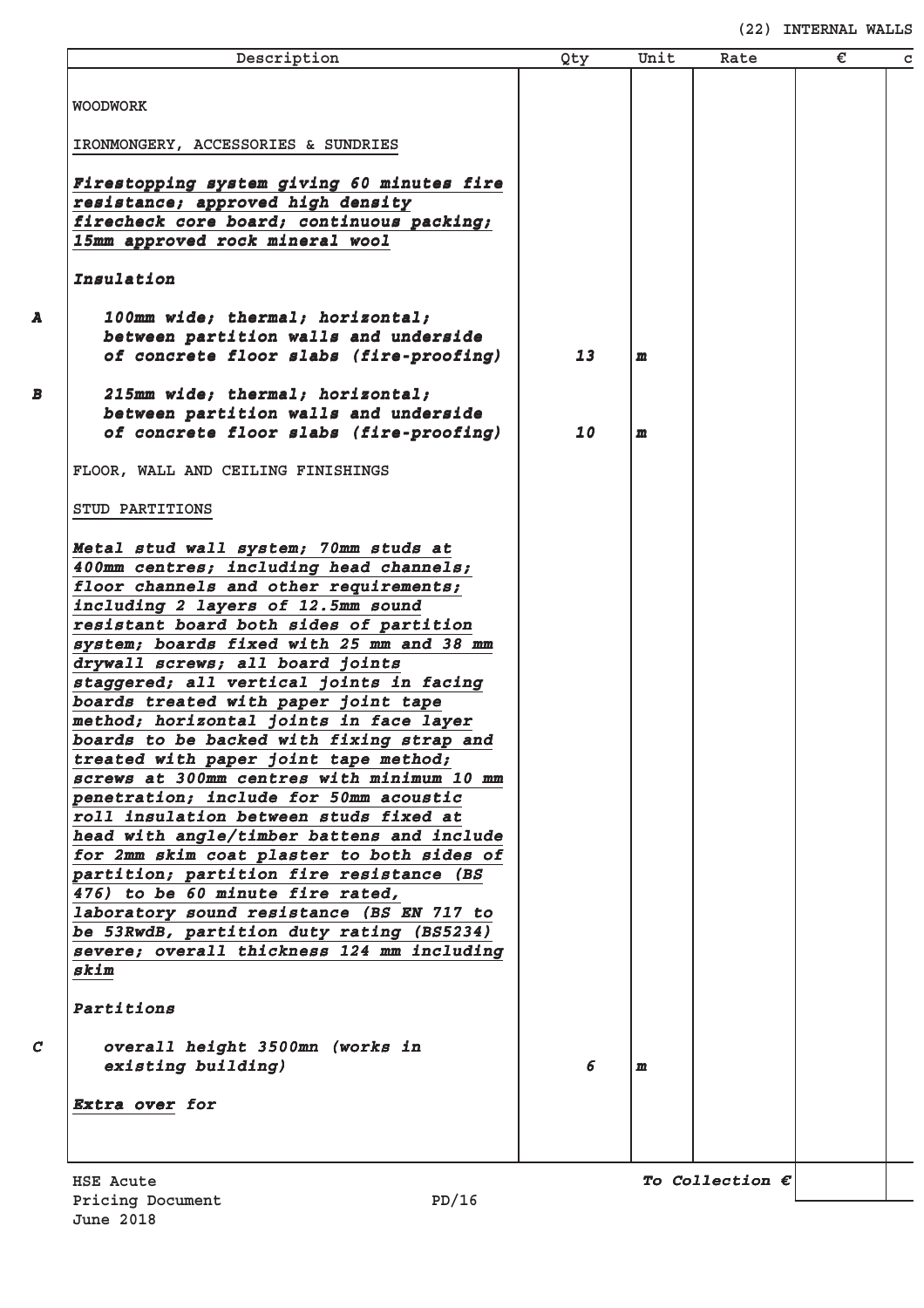(22) INTERNAL WALLS

| | Description | Qty | Unit | Rate | € | c |
|---|---|---|---|---|---|---|
| | WOODWORK | | | | | |
| | IRONMONGERY, ACCESSORIES & SUNDRIES | | | | | |
| | ***Firestopping system giving 60 minutes fire resistance; approved high density firecheck core board; continuous packing; 15mm approved rock mineral wool*** | | | | | |
| | ***Insulation*** | | | | | |
| ***A*** | *100mm wide; thermal; horizontal; between partition walls and underside of concrete floor slabs (fire-proofing)* | ***13*** | ***m*** | | | |
| ***B*** | *215mm wide; thermal; horizontal; between partition walls and underside of concrete floor slabs (fire-proofing)* | ***10*** | ***m*** | | | |
| | FLOOR, WALL AND CEILING FINISHINGS | | | | | |
| | STUD PARTITIONS | | | | | |
| | ***Metal stud wall system; 70mm studs at 400mm centres; including head channels; floor channels and other requirements; including 2 layers of 12.5mm sound resistant board both sides of partition system; boards fixed with 25 mm and 38 mm drywall screws; all board joints staggered; all vertical joints in facing boards treated with paper joint tape method; horizontal joints in face layer boards to be backed with fixing strap and treated with paper joint tape method; screws at 300mm centres with minimum 10 mm penetration; include for 50mm acoustic roll insulation between studs fixed at head with angle/timber battens and include for 2mm skim coat plaster to both sides of partition; partition fire resistance (BS 476) to be 60 minute fire rated, laboratory sound resistance (BS EN 717 to be 53RwdB, partition duty rating (BS5234) severe; overall thickness 124 mm including skim*** | | | | | |
| | ***Partitions*** | | | | | |
| ***C*** | *overall height 3500mn (works in existing building)* | ***6*** | ***m*** | | | |
| | ***Extra over** for* | | | | | |
| | | | | ***To Collection €*** | | |

HSE Acute
Pricing Document PD/16
June 2018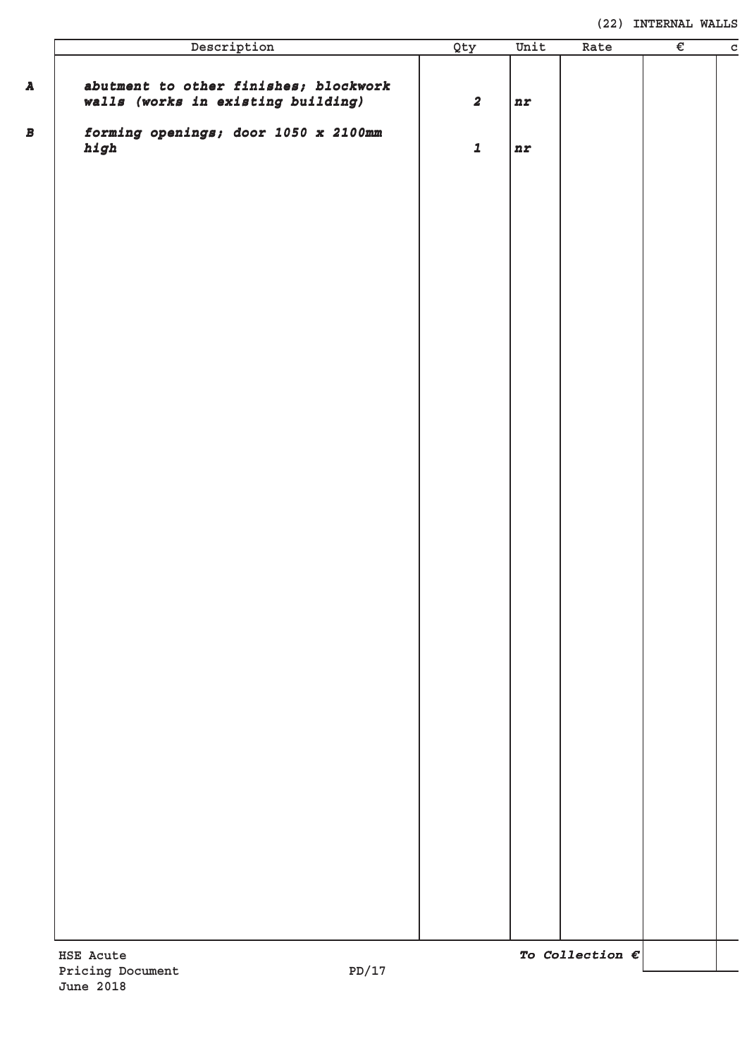## (22) INTERNAL WALLS

| | Description | Qty | Unit | Rate | € | c |
|---|---|---|---|---|---|---|
| ***A*** | ***abutment to other finishes; blockwork walls (works in existing building)*** | ***2*** | ***nr*** | | | |
| ***B*** | ***forming openings; door 1050 x 2100mm high*** | ***1*** | ***nr*** | | | |
| | | | | ***To Collection €*** | | |

HSE Acute
Pricing Document
June 2018

PD/17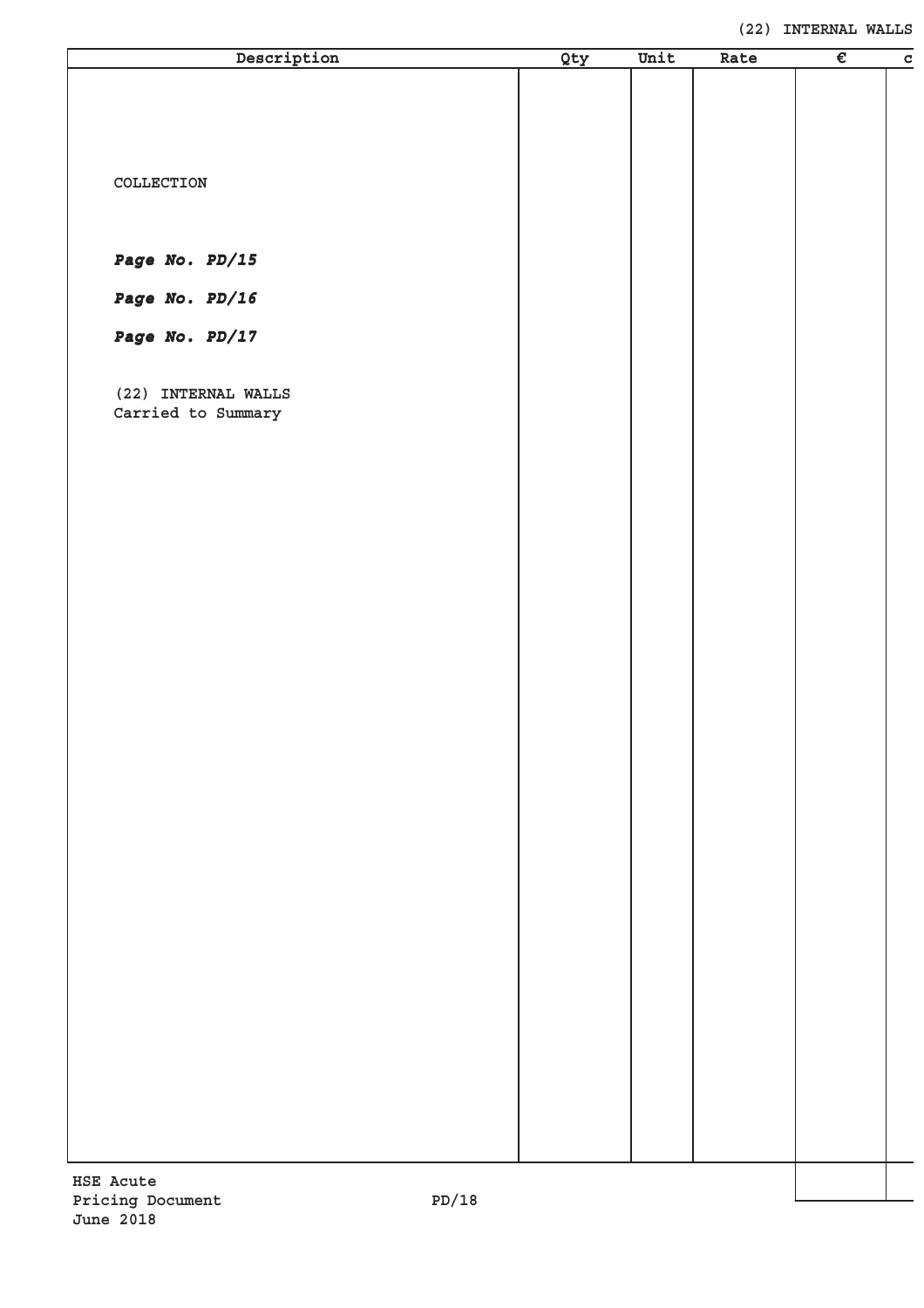| Description | Qty | Unit | Rate | € | c |
|---|---|---|---|---|---|
| COLLECTION | | | | | |
| ***Page No. PD/15*** | | | | | |
| ***Page No. PD/16*** | | | | | |
| ***Page No. PD/17*** | | | | | |
| (22) INTERNAL WALLS<br>Carried to Summary | | | | | |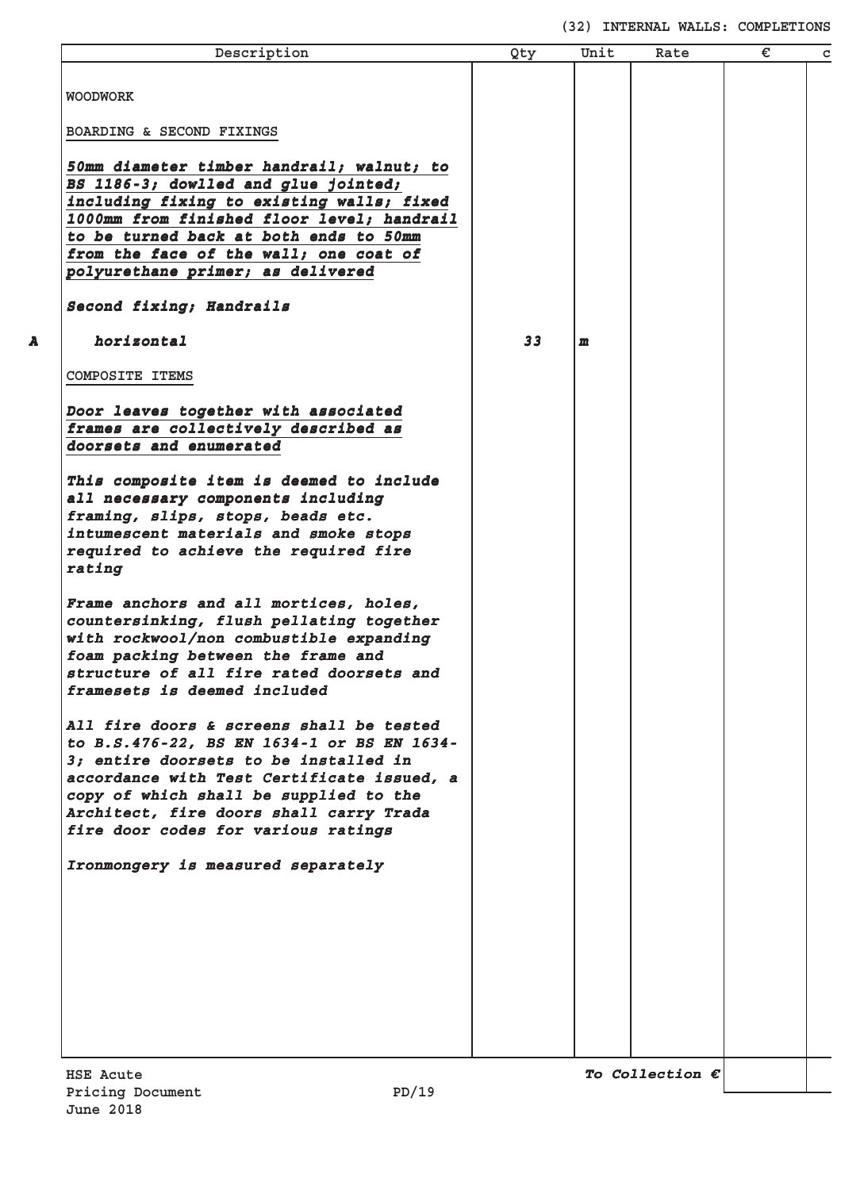(32) INTERNAL WALLS: COMPLETIONS

| | Description | Qty | Unit | Rate | € | c |
|---|---|---|---|---|---|---|
| | WOODWORK | | | | | |
| | BOARDING & SECOND FIXINGS | | | | | |
| | ***50mm diameter timber handrail; walnut; to BS 1186-3; dowlled and glue jointed; including fixing to existing walls; fixed 1000mm from finished floor level; handrail to be turned back at both ends to 50mm from the face of the wall; one coat of polyurethane primer; as delivered*** | | | | | |
| | ***Second fixing; Handrails*** | | | | | |
| **A** | ***horizontal*** | ***33*** | ***m*** | | | |
| | COMPOSITE ITEMS | | | | | |
| | ***Door leaves together with associated frames are collectively described as doorsets and enumerated*** | | | | | |
| | ***This composite item is deemed to include all necessary components including framing, slips, stops, beads etc. intumescent materials and smoke stops required to achieve the required fire rating*** | | | | | |
| | ***Frame anchors and all mortices, holes, countersinking, flush pellating together with rockwool/non combustible expanding foam packing between the frame and structure of all fire rated doorsets and framesets is deemed included*** | | | | | |
| | ***All fire doors & screens shall be tested to B.S.476-22, BS EN 1634-1 or BS EN 1634-3; entire doorsets to be installed in accordance with Test Certificate issued, a copy of which shall be supplied to the Architect, fire doors shall carry Trada fire door codes for various ratings*** | | | | | |
| | ***Ironmongery is measured separately*** | | | | | |
| | | | | ***To Collection €*** | | |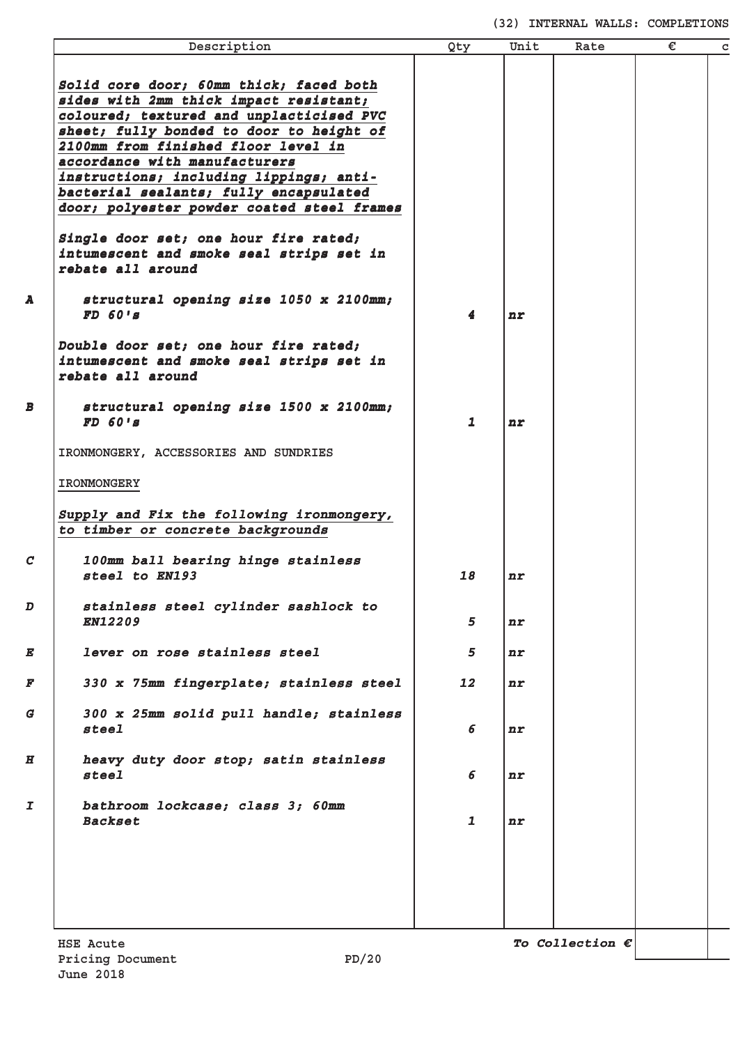## (32) INTERNAL WALLS: COMPLETIONS

| | Description | Qty | Unit | Rate | € | c |
|---|---|---|---|---|---|---|
| | ***Solid core door; 60mm thick; faced both sides with 2mm thick impact resistant; coloured; textured and unplacticised PVC sheet; fully bonded to door to height of 2100mm from finished floor level in accordance with manufacturers instructions; including lippings; anti-bacterial sealants; fully encapsulated door; polyester powder coated steel frames*** | | | | | |
| | ***Single door set; one hour fire rated; intumescent and smoke seal strips set in rebate all around*** | | | | | |
| **A** | ***structural opening size 1050 x 2100mm; FD 60's*** | ***4*** | ***nr*** | | | |
| | ***Double door set; one hour fire rated; intumescent and smoke seal strips set in rebate all around*** | | | | | |
| **B** | ***structural opening size 1500 x 2100mm; FD 60's*** | ***1*** | ***nr*** | | | |
| | IRONMONGERY, ACCESSORIES AND SUNDRIES | | | | | |
| | IRONMONGERY | | | | | |
| | ***Supply and Fix the following ironmongery, to timber or concrete backgrounds*** | | | | | |
| **C** | ***100mm ball bearing hinge stainless steel to EN193*** | ***18*** | ***nr*** | | | |
| **D** | ***stainless steel cylinder sashlock to EN12209*** | ***5*** | ***nr*** | | | |
| **E** | ***lever on rose stainless steel*** | ***5*** | ***nr*** | | | |
| **F** | ***330 x 75mm fingerplate; stainless steel*** | ***12*** | ***nr*** | | | |
| **G** | ***300 x 25mm solid pull handle; stainless steel*** | ***6*** | ***nr*** | | | |
| **H** | ***heavy duty door stop; satin stainless steel*** | ***6*** | ***nr*** | | | |
| **I** | ***bathroom lockcase; class 3; 60mm Backset*** | ***1*** | ***nr*** | | | |
| | | | | ***To Collection €*** | | |

HSE Acute
Pricing Document PD/20
June 2018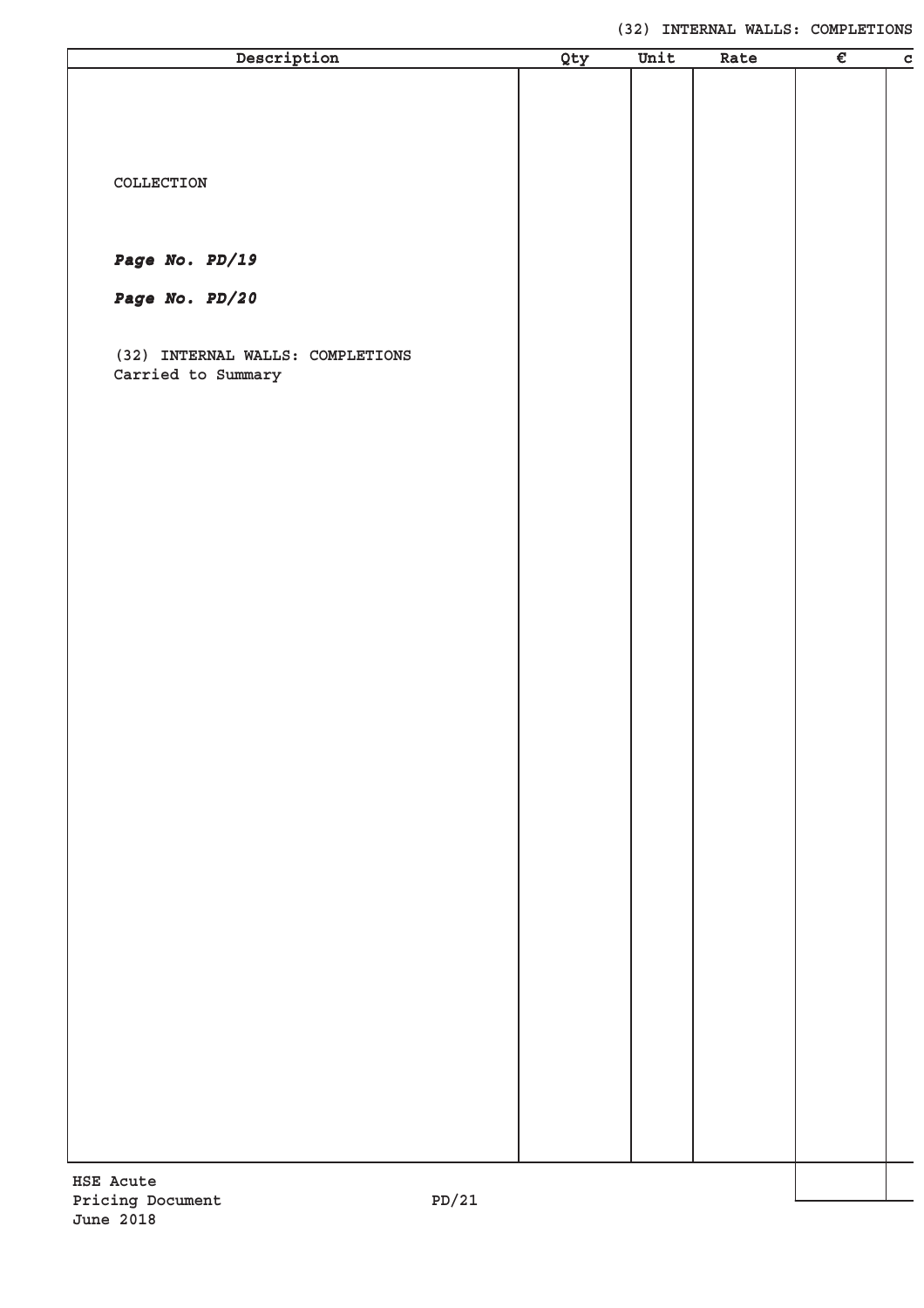| Description | Qty | Unit | Rate | € | c |
|---|---|---|---|---|---|
| COLLECTION | | | | | |
| ***Page No. PD/19*** | | | | | |
| ***Page No. PD/20*** | | | | | |
| (32) INTERNAL WALLS: COMPLETIONS<br>Carried to Summary | | | | | |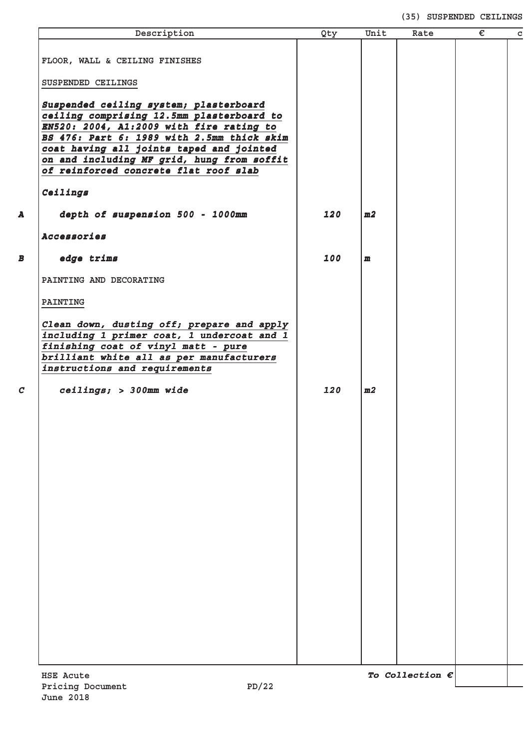| | Description | Qty | Unit | Rate | € | c |
|---|---|---|---|---|---|---|
| | FLOOR, WALL & CEILING FINISHES | | | | | |
| | SUSPENDED CEILINGS | | | | | |
| | ***Suspended ceiling system; plasterboard ceiling comprising 12.5mm plasterboard to EN520: 2004, A1:2009 with fire rating to BS 476: Part 6: 1989 with 2.5mm thick skim coat having all joints taped and jointed on and including MF grid, hung from soffit of reinforced concrete flat roof slab*** | | | | | |
| | ***Ceilings*** | | | | | |
| ***A*** | ***depth of suspension 500 - 1000mm*** | ***120*** | ***m2*** | | | |
| | ***Accessories*** | | | | | |
| ***B*** | ***edge trims*** | ***100*** | ***m*** | | | |
| | PAINTING AND DECORATING | | | | | |
| | PAINTING | | | | | |
| | ***Clean down, dusting off; prepare and apply including 1 primer coat, 1 undercoat and 1 finishing coat of vinyl matt - pure brilliant white all as per manufacturers instructions and requirements*** | | | | | |
| ***C*** | ***ceilings; > 300mm wide*** | ***120*** | ***m2*** | | | |
| | | | | ***To Collection €*** | | |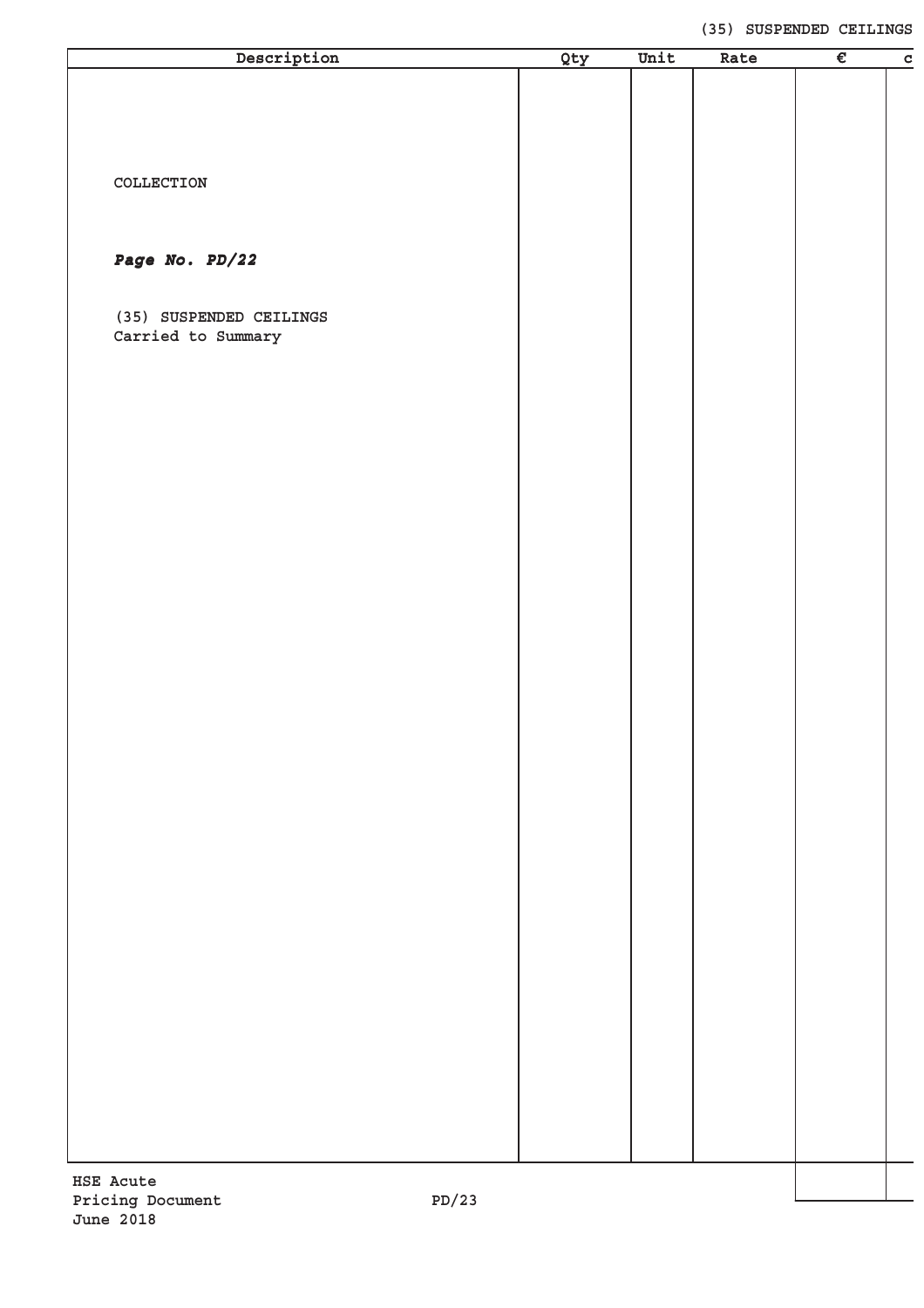| Description | Qty | Unit | Rate | € | c |
|---|---|---|---|---|---|
| COLLECTION | | | | | |
| ***Page No. PD/22*** | | | | | |
| (35) SUSPENDED CEILINGS<br>Carried to Summary | | | | | |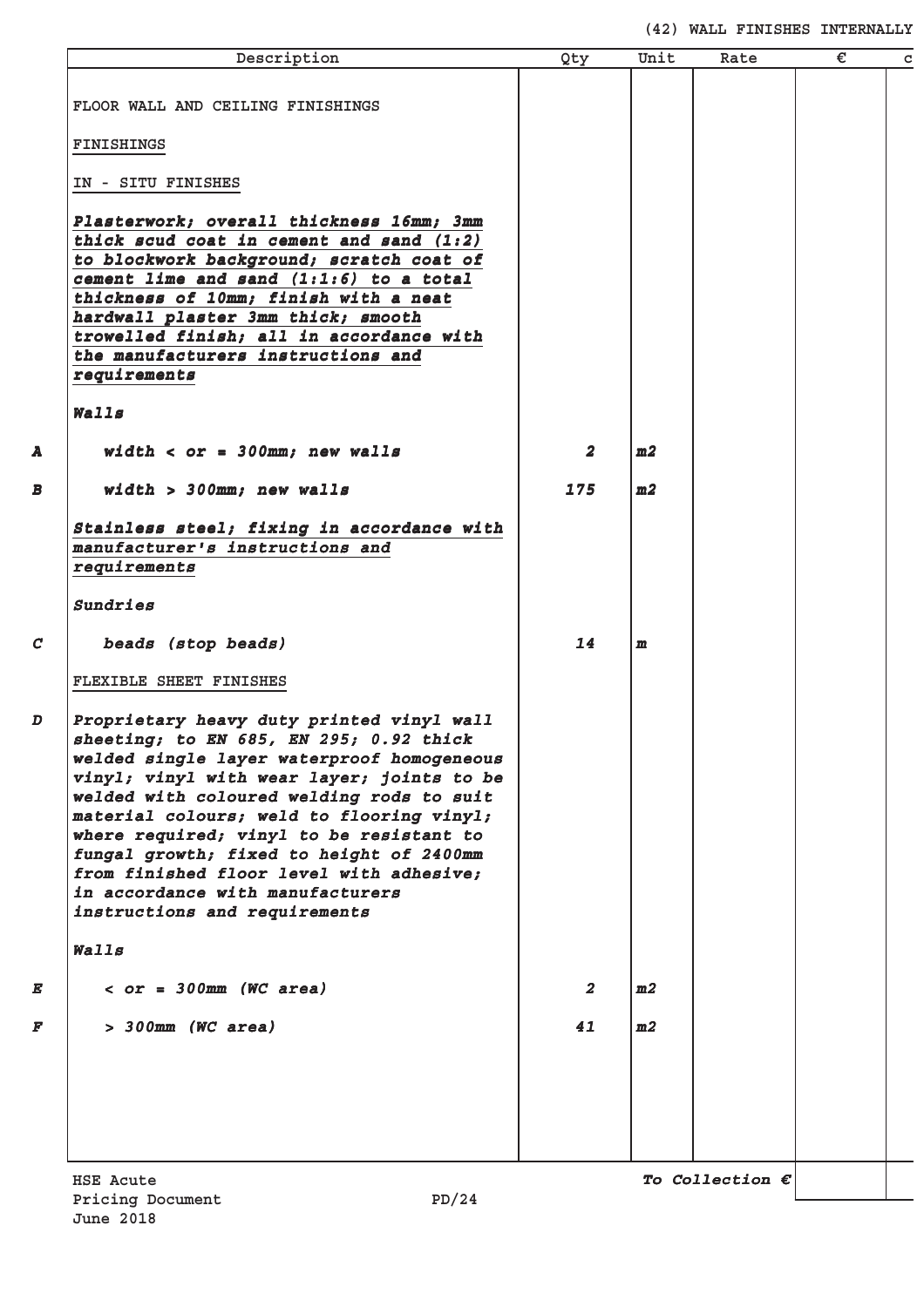# (42) WALL FINISHES INTERNALLY

| | Description | Qty | Unit | Rate | € | c |
|---|---|---|---|---|---|---|
| | FLOOR WALL AND CEILING FINISHINGS | | | | | |
| | FINISHINGS | | | | | |
| | IN - SITU FINISHES | | | | | |
| | ***Plasterwork; overall thickness 16mm; 3mm thick scud coat in cement and sand (1:2) to blockwork background; scratch coat of cement lime and sand (1:1:6) to a total thickness of 10mm; finish with a neat hardwall plaster 3mm thick; smooth trowelled finish; all in accordance with the manufacturers instructions and requirements*** | | | | | |
| | ***Walls*** | | | | | |
| ***A*** | ***width < or = 300mm; new walls*** | ***2*** | ***m2*** | | | |
| ***B*** | ***width > 300mm; new walls*** | ***175*** | ***m2*** | | | |
| | ***Stainless steel; fixing in accordance with manufacturer's instructions and requirements*** | | | | | |
| | ***Sundries*** | | | | | |
| ***C*** | ***beads (stop beads)*** | ***14*** | ***m*** | | | |
| | FLEXIBLE SHEET FINISHES | | | | | |
| ***D*** | ***Proprietary heavy duty printed vinyl wall sheeting; to EN 685, EN 295; 0.92 thick welded single layer waterproof homogeneous vinyl; vinyl with wear layer; joints to be welded with coloured welding rods to suit material colours; weld to flooring vinyl; where required; vinyl to be resistant to fungal growth; fixed to height of 2400mm from finished floor level with adhesive; in accordance with manufacturers instructions and requirements*** | | | | | |
| | ***Walls*** | | | | | |
| ***E*** | ***< or = 300mm (WC area)*** | ***2*** | ***m2*** | | | |
| ***F*** | ***> 300mm (WC area)*** | ***41*** | ***m2*** | | | |
| | | | | ***To Collection €*** | | |

HSE Acute
Pricing Document
June 2018

PD/24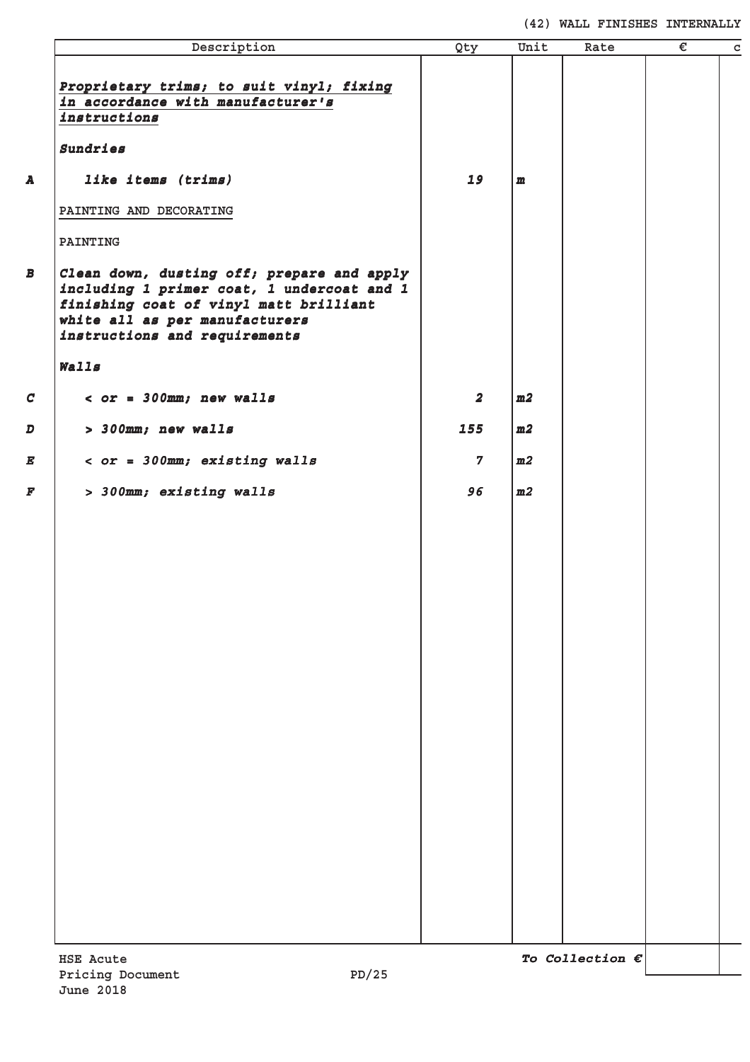# (42) WALL FINISHES INTERNALLY

| | Description | Qty | Unit | Rate | € | c |
|---|---|---|---|---|---|---|
| | ***Proprietary trims; to suit vinyl; fixing in accordance with manufacturer's instructions*** | | | | | |
| | ***Sundries*** | | | | | |
| **A** | *like items (trims)* | *19* | *m* | | | |
| | PAINTING AND DECORATING | | | | | |
| | PAINTING | | | | | |
| **B** | *Clean down, dusting off; prepare and apply including 1 primer coat, 1 undercoat and 1 finishing coat of vinyl matt brilliant white all as per manufacturers instructions and requirements* | | | | | |
| | ***Walls*** | | | | | |
| **C** | *< or = 300mm; new walls* | *2* | *m2* | | | |
| **D** | *> 300mm; new walls* | *155* | *m2* | | | |
| **E** | *< or = 300mm; existing walls* | *7* | *m2* | | | |
| **F** | *> 300mm; existing walls* | *96* | *m2* | | | |
| | | | | ***To Collection €*** | | |

HSE Acute
Pricing Document
June 2018

PD/25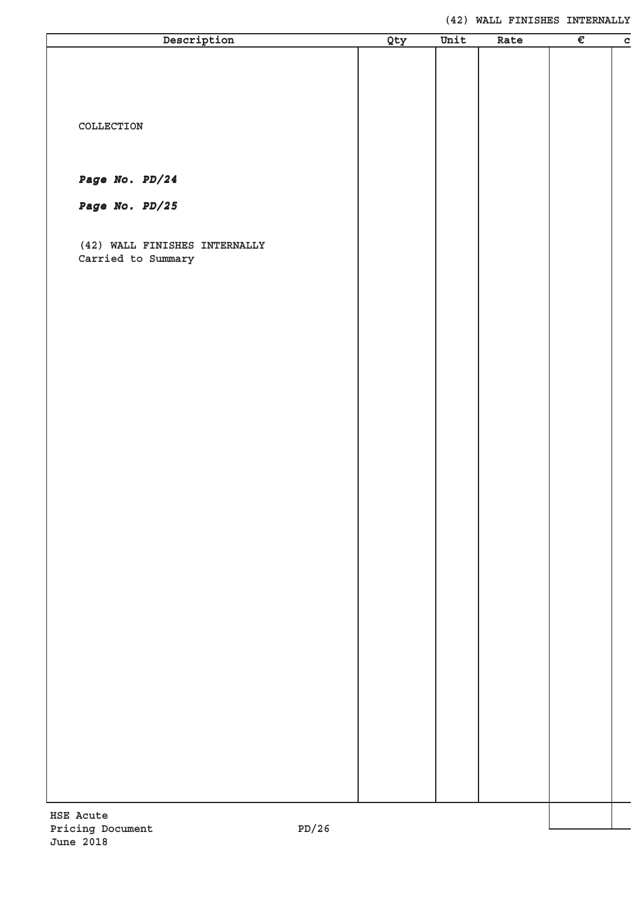| Description | Qty | Unit | Rate | € | c |
|---|---|---|---|---|---|
| COLLECTION | | | | | |
| ***Page No. PD/24*** | | | | | |
| ***Page No. PD/25*** | | | | | |
| (42) WALL FINISHES INTERNALLY<br>Carried to Summary | | | | | |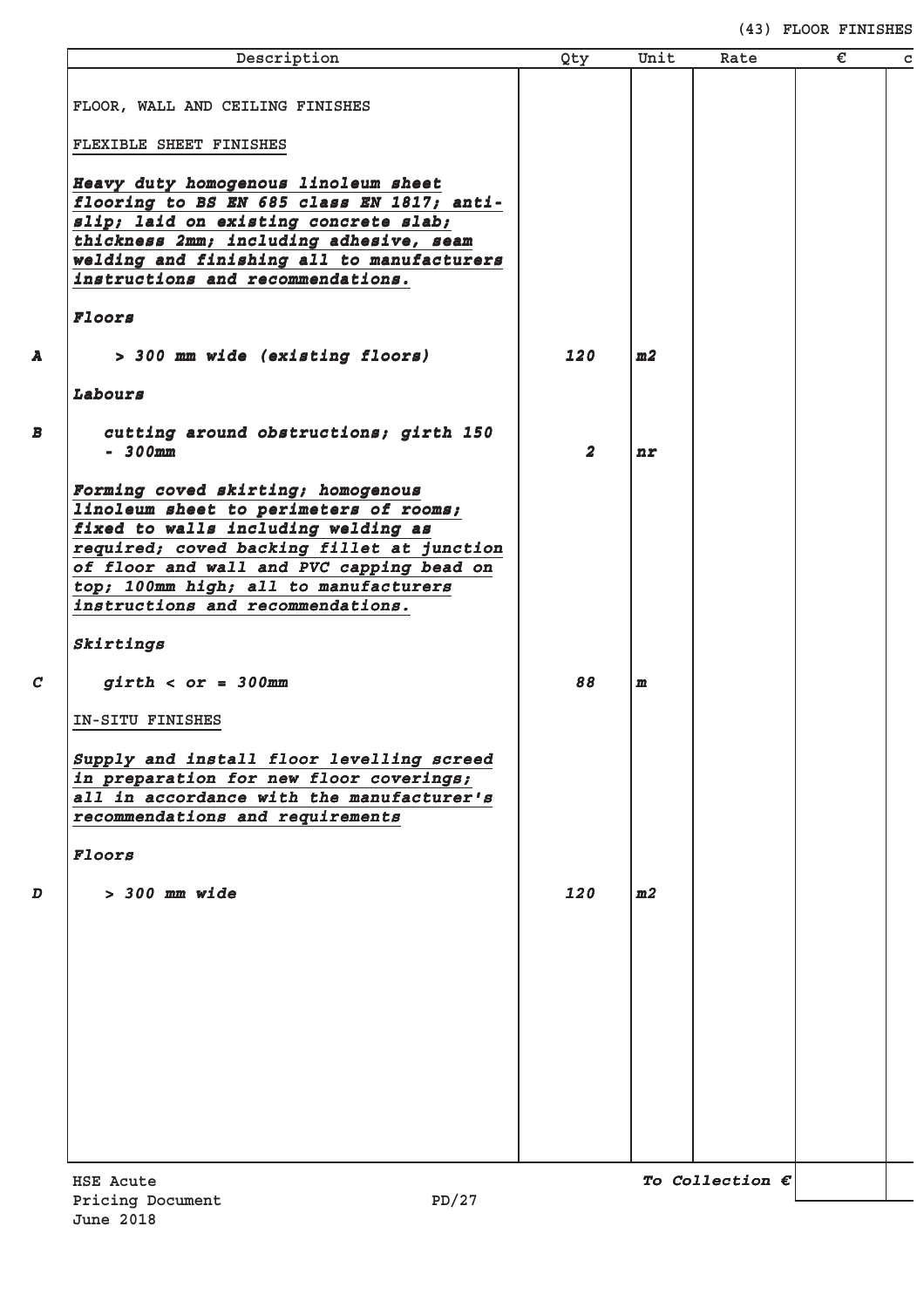(43) FLOOR FINISHES

| | Description | Qty | Unit | Rate | € | c |
|---|---|---|---|---|---|---|
| | FLOOR, WALL AND CEILING FINISHES | | | | | |
| | FLEXIBLE SHEET FINISHES | | | | | |
| | ***Heavy duty homogenous linoleum sheet flooring to BS EN 685 class EN 1817; anti-slip; laid on existing concrete slab; thickness 2mm; including adhesive, seam welding and finishing all to manufacturers instructions and recommendations.*** | | | | | |
| | ***Floors*** | | | | | |
| **A** | ***> 300 mm wide (existing floors)*** | ***120*** | ***m2*** | | | |
| | ***Labours*** | | | | | |
| **B** | ***cutting around obstructions; girth 150 - 300mm*** | ***2*** | ***nr*** | | | |
| | ***Forming coved skirting; homogenous linoleum sheet to perimeters of rooms; fixed to walls including welding as required; coved backing fillet at junction of floor and wall and PVC capping bead on top; 100mm high; all to manufacturers instructions and recommendations.*** | | | | | |
| | ***Skirtings*** | | | | | |
| **C** | ***girth < or = 300mm*** | ***88*** | ***m*** | | | |
| | IN-SITU FINISHES | | | | | |
| | ***Supply and install floor levelling screed in preparation for new floor coverings; all in accordance with the manufacturer's recommendations and requirements*** | | | | | |
| | ***Floors*** | | | | | |
| **D** | ***> 300 mm wide*** | ***120*** | ***m2*** | | | |
| | | | | ***To Collection €*** | | |

HSE Acute
Pricing Document PD/27
June 2018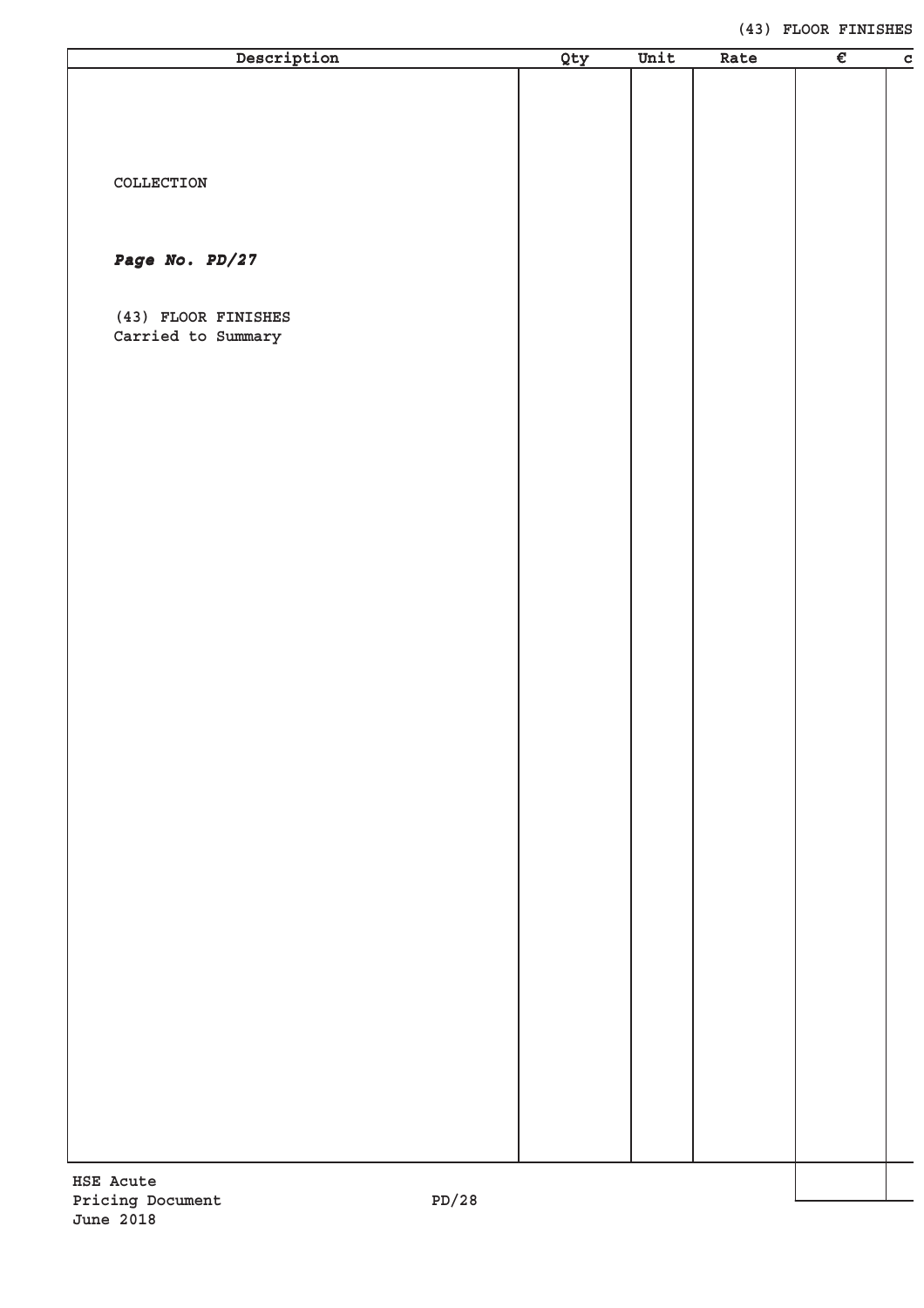| Description | Qty | Unit | Rate | € | c |
|---|---|---|---|---|---|
| COLLECTION | | | | | |
| ***Page No. PD/27*** | | | | | |
| (43) FLOOR FINISHES<br>Carried to Summary | | | | | |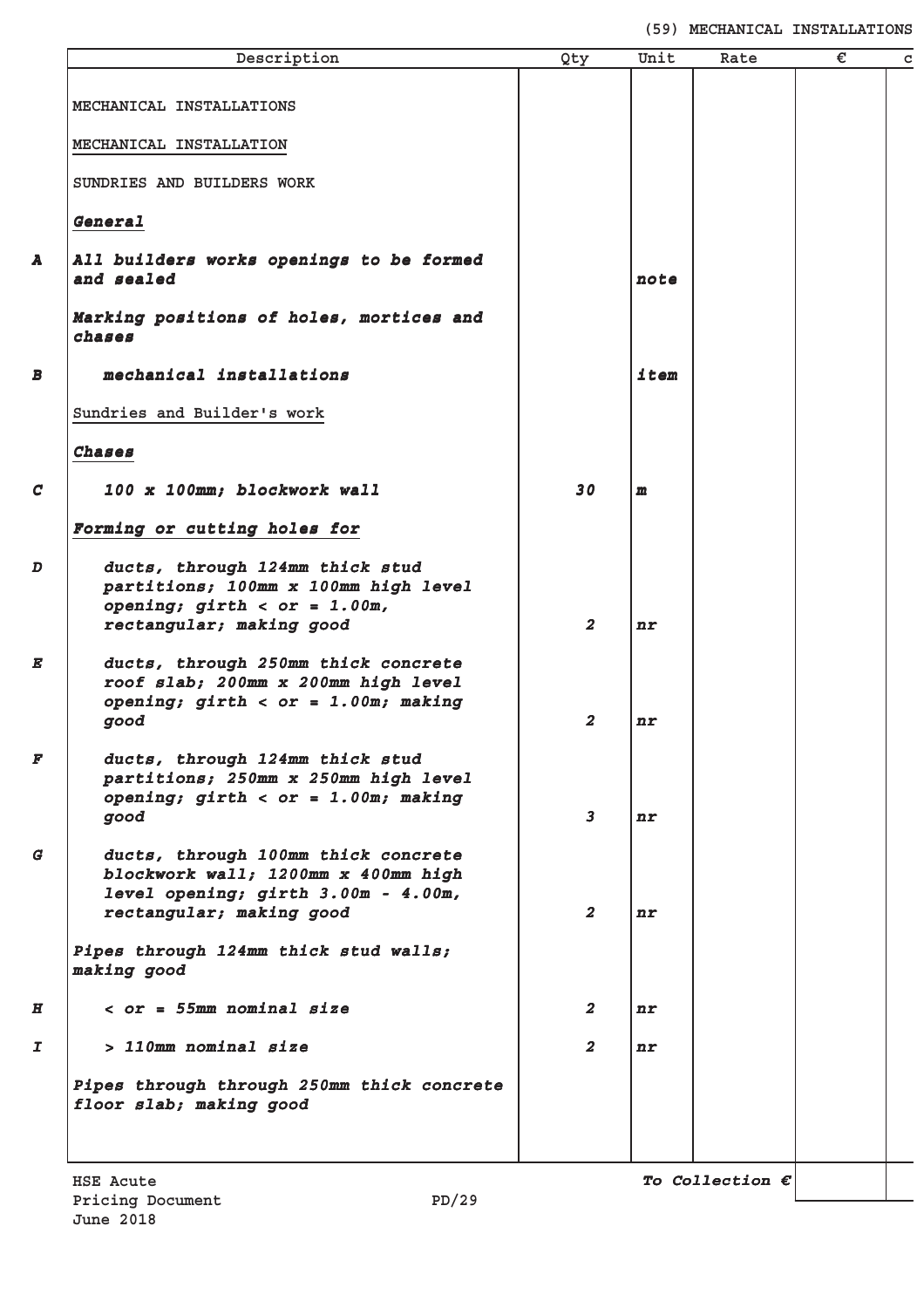| | Description | Qty | Unit | Rate | € | c |
|---|---|---|---|---|---|---|
| | MECHANICAL INSTALLATIONS | | | | | |
| | MECHANICAL INSTALLATION | | | | | |
| | SUNDRIES AND BUILDERS WORK | | | | | |
| | ***General*** | | | | | |
| **A** | ***All builders works openings to be formed and sealed*** | | ***note*** | | | |
| | ***Marking positions of holes, mortices and chases*** | | | | | |
| **B** | ***mechanical installations*** | | ***item*** | | | |
| | Sundries and Builder's work | | | | | |
| | ***Chases*** | | | | | |
| **C** | ***100 x 100mm; blockwork wall*** | ***30*** | ***m*** | | | |
| | ***Forming or cutting holes for*** | | | | | |
| **D** | ***ducts, through 124mm thick stud partitions; 100mm x 100mm high level opening; girth < or = 1.00m, rectangular; making good*** | ***2*** | ***nr*** | | | |
| **E** | ***ducts, through 250mm thick concrete roof slab; 200mm x 200mm high level opening; girth < or = 1.00m; making good*** | ***2*** | ***nr*** | | | |
| **F** | ***ducts, through 124mm thick stud partitions; 250mm x 250mm high level opening; girth < or = 1.00m; making good*** | ***3*** | ***nr*** | | | |
| **G** | ***ducts, through 100mm thick concrete blockwork wall; 1200mm x 400mm high level opening; girth 3.00m - 4.00m, rectangular; making good*** | ***2*** | ***nr*** | | | |
| | ***Pipes through 124mm thick stud walls; making good*** | | | | | |
| **H** | ***< or = 55mm nominal size*** | ***2*** | ***nr*** | | | |
| **I** | ***> 110mm nominal size*** | ***2*** | ***nr*** | | | |
| | ***Pipes through through 250mm thick concrete floor slab; making good*** | | | | | |
| | | | ***To Collection €*** | | | |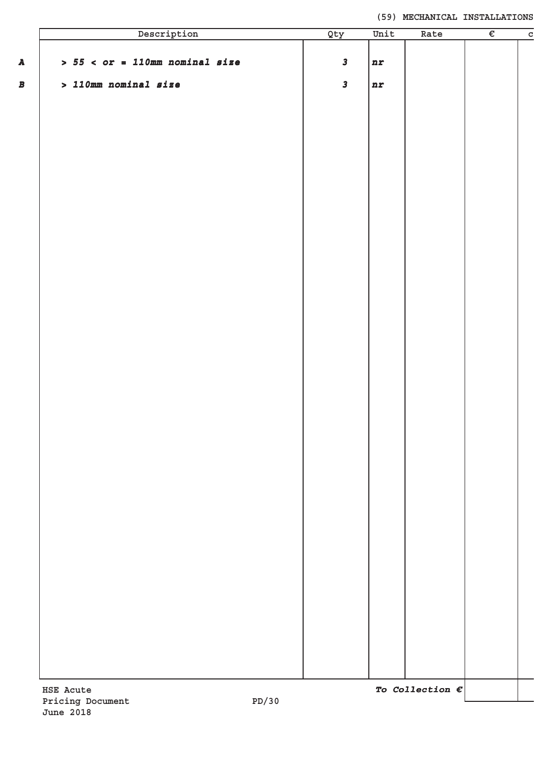(59) MECHANICAL INSTALLATIONS

| | Description | Qty | Unit | Rate | € | c |
|---|---|---|---|---|---|---|
| **A** | ***> 55 < or = 110mm nominal size*** | ***3*** | ***nr*** | | | |
| **B** | ***> 110mm nominal size*** | ***3*** | ***nr*** | | | |

HSE Acute
Pricing Document PD/30
June 2018

***To Collection €***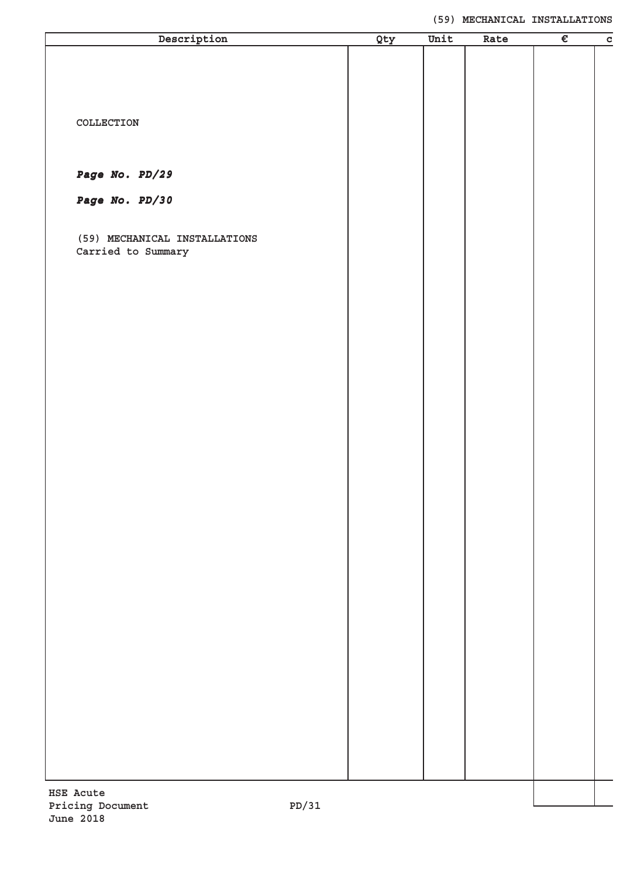| Description | Qty | Unit | Rate | € | c |
|---|---|---|---|---|---|
| COLLECTION | | | | | |
| ***Page No. PD/29*** | | | | | |
| ***Page No. PD/30*** | | | | | |
| (59) MECHANICAL INSTALLATIONS Carried to Summary | | | | | |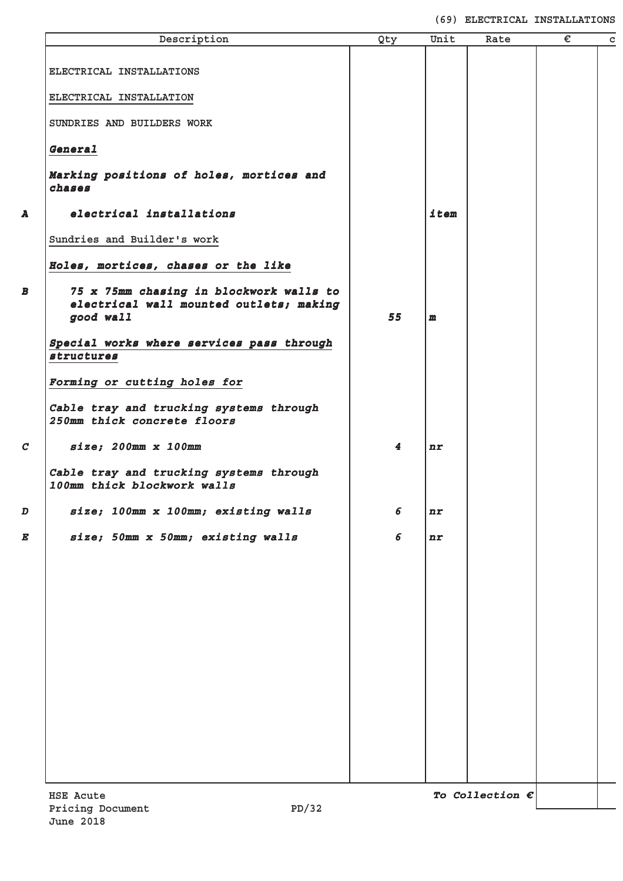| | Description | Qty | Unit | Rate | € | c |
|---|---|---|---|---|---|---|
| | ELECTRICAL INSTALLATIONS | | | | | |
| | ELECTRICAL INSTALLATION | | | | | |
| | SUNDRIES AND BUILDERS WORK | | | | | |
| | ***General*** | | | | | |
| | ***Marking positions of holes, mortices and chases*** | | | | | |
| ***A*** | ***electrical installations*** | | ***item*** | | | |
| | Sundries and Builder's work | | | | | |
| | ***Holes, mortices, chases or the like*** | | | | | |
| ***B*** | ***75 x 75mm chasing in blockwork walls to electrical wall mounted outlets; making good wall*** | ***55*** | ***m*** | | | |
| | ***Special works where services pass through structures*** | | | | | |
| | ***Forming or cutting holes for*** | | | | | |
| | ***Cable tray and trucking systems through 250mm thick concrete floors*** | | | | | |
| ***C*** | ***size; 200mm x 100mm*** | ***4*** | ***nr*** | | | |
| | ***Cable tray and trucking systems through 100mm thick blockwork walls*** | | | | | |
| ***D*** | ***size; 100mm x 100mm; existing walls*** | ***6*** | ***nr*** | | | |
| ***E*** | ***size; 50mm x 50mm; existing walls*** | ***6*** | ***nr*** | | | |
| | | | | ***To Collection €*** | | |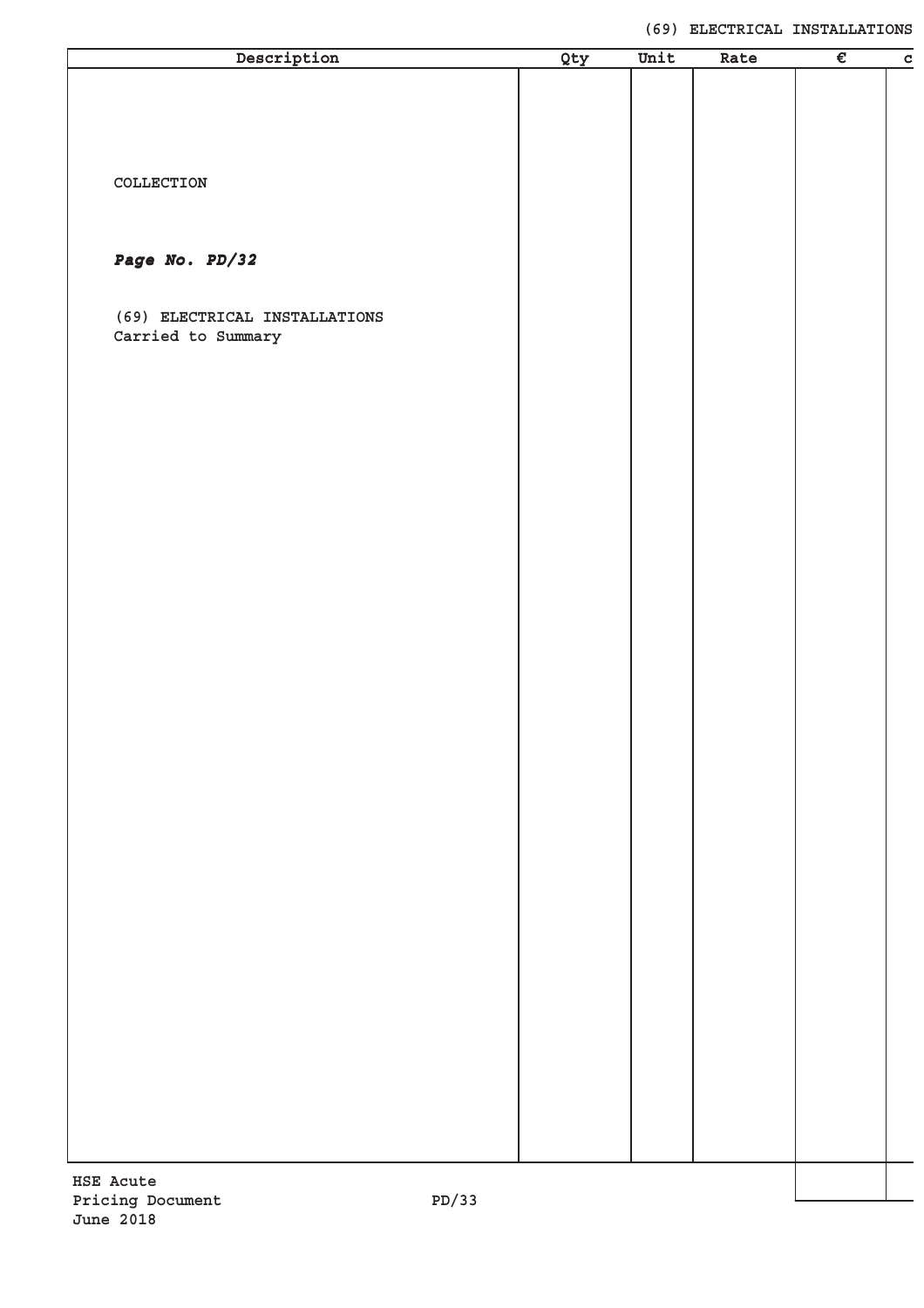| Description | Qty | Unit | Rate | € | c |
|---|---|---|---|---|---|
| COLLECTION | | | | | |
| ***Page No. PD/32*** | | | | | |
| (69) ELECTRICAL INSTALLATIONS<br>Carried to Summary | | | | | |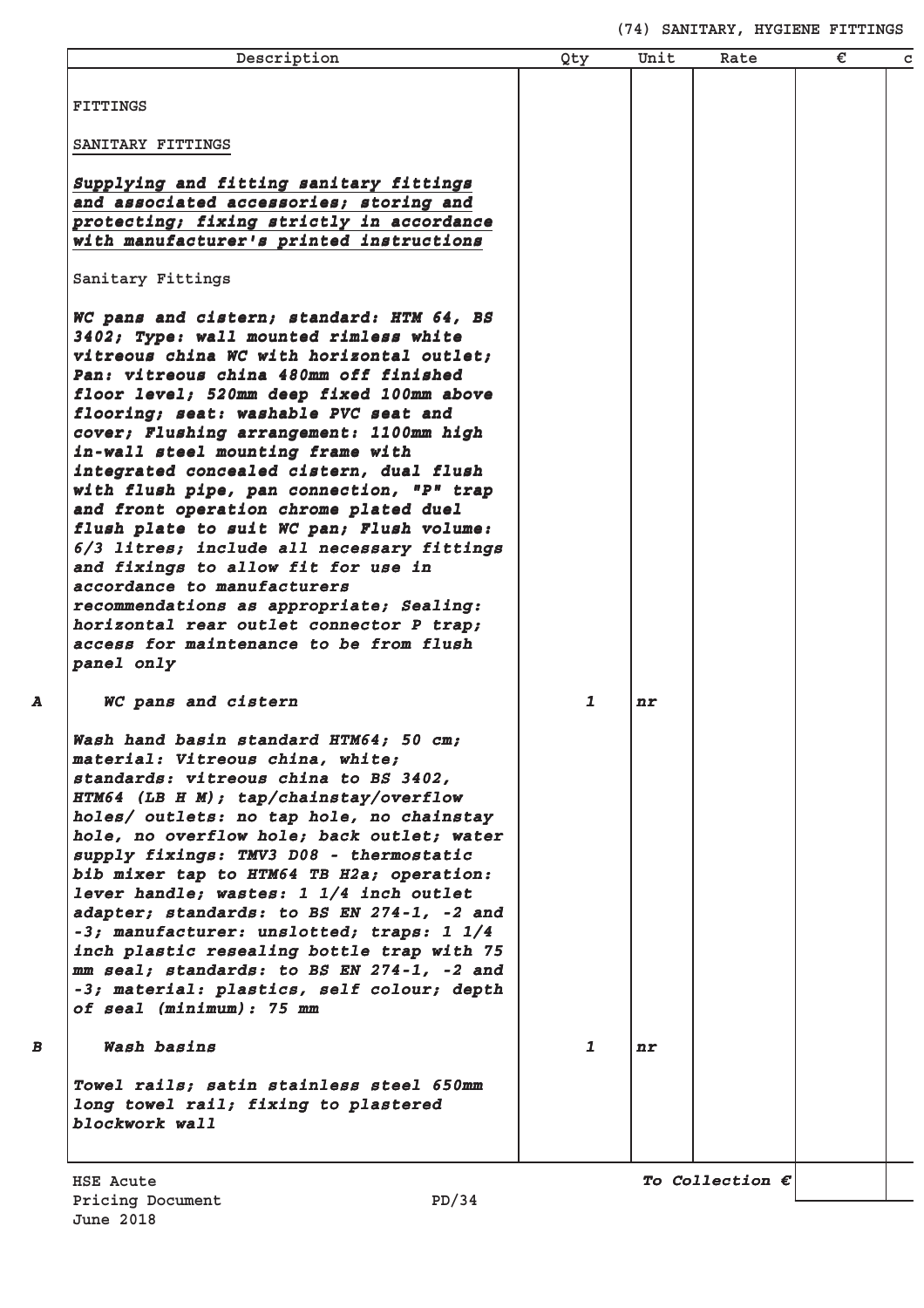| | Description | Qty | Unit | Rate | € | c |
|---|---|---|---|---|---|---|
| | FITTINGS | | | | | |
| | SANITARY FITTINGS | | | | | |
| | ***Supplying and fitting sanitary fittings and associated accessories; storing and protecting; fixing strictly in accordance with manufacturer's printed instructions*** | | | | | |
| | Sanitary Fittings | | | | | |
| | ***WC pans and cistern; standard: HTM 64, BS 3402; Type: wall mounted rimless white vitreous china WC with horizontal outlet; Pan: vitreous china 480mm off finished floor level; 520mm deep fixed 100mm above flooring; seat: washable PVC seat and cover; Flushing arrangement: 1100mm high in-wall steel mounting frame with integrated concealed cistern, dual flush with flush pipe, pan connection, "P" trap and front operation chrome plated duel flush plate to suit WC pan; Flush volume: 6/3 litres; include all necessary fittings and fixings to allow fit for use in accordance to manufacturers recommendations as appropriate; Sealing: horizontal rear outlet connector P trap; access for maintenance to be from flush panel only*** | | | | | |
| A | ***WC pans and cistern*** | ***1*** | ***nr*** | | | |
| | ***Wash hand basin standard HTM64; 50 cm; material: Vitreous china, white; standards: vitreous china to BS 3402, HTM64 (LB H M); tap/chainstay/overflow holes/ outlets: no tap hole, no chainstay hole, no overflow hole; back outlet; water supply fixings: TMV3 D08 - thermostatic bib mixer tap to HTM64 TB H2a; operation: lever handle; wastes: 1 1/4 inch outlet adapter; standards: to BS EN 274-1, -2 and -3; manufacturer: unslotted; traps: 1 1/4 inch plastic resealing bottle trap with 75 mm seal; standards: to BS EN 274-1, -2 and -3; material: plastics, self colour; depth of seal (minimum): 75 mm*** | | | | | |
| B | ***Wash basins*** | ***1*** | ***nr*** | | | |
| | ***Towel rails; satin stainless steel 650mm long towel rail; fixing to plastered blockwork wall*** | | | | | |

***To Collection €***

HSE Acute
Pricing Document PD/34
June 2018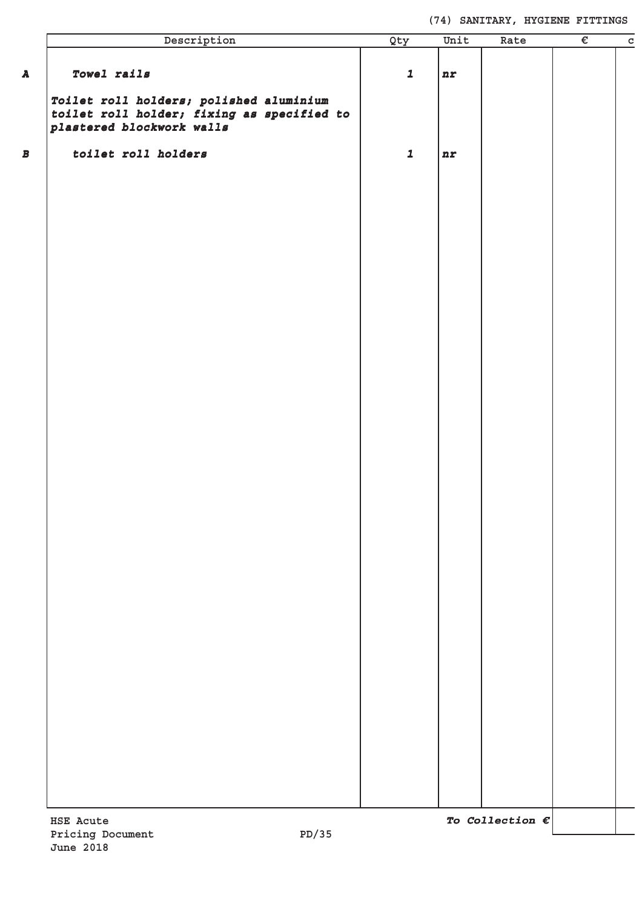## (74) SANITARY, HYGIENE FITTINGS

| | Description | Qty | Unit | Rate | € | c |
|---|---|---|---|---|---|---|
| A | *Towel rails* | *1* | *nr* | | | |
| | *Toilet roll holders; polished aluminium toilet roll holder; fixing as specified to plastered blockwork walls* | | | | | |
| B | *toilet roll holders* | *1* | *nr* | | | |

*To Collection €*

HSE Acute
Pricing Document PD/35
June 2018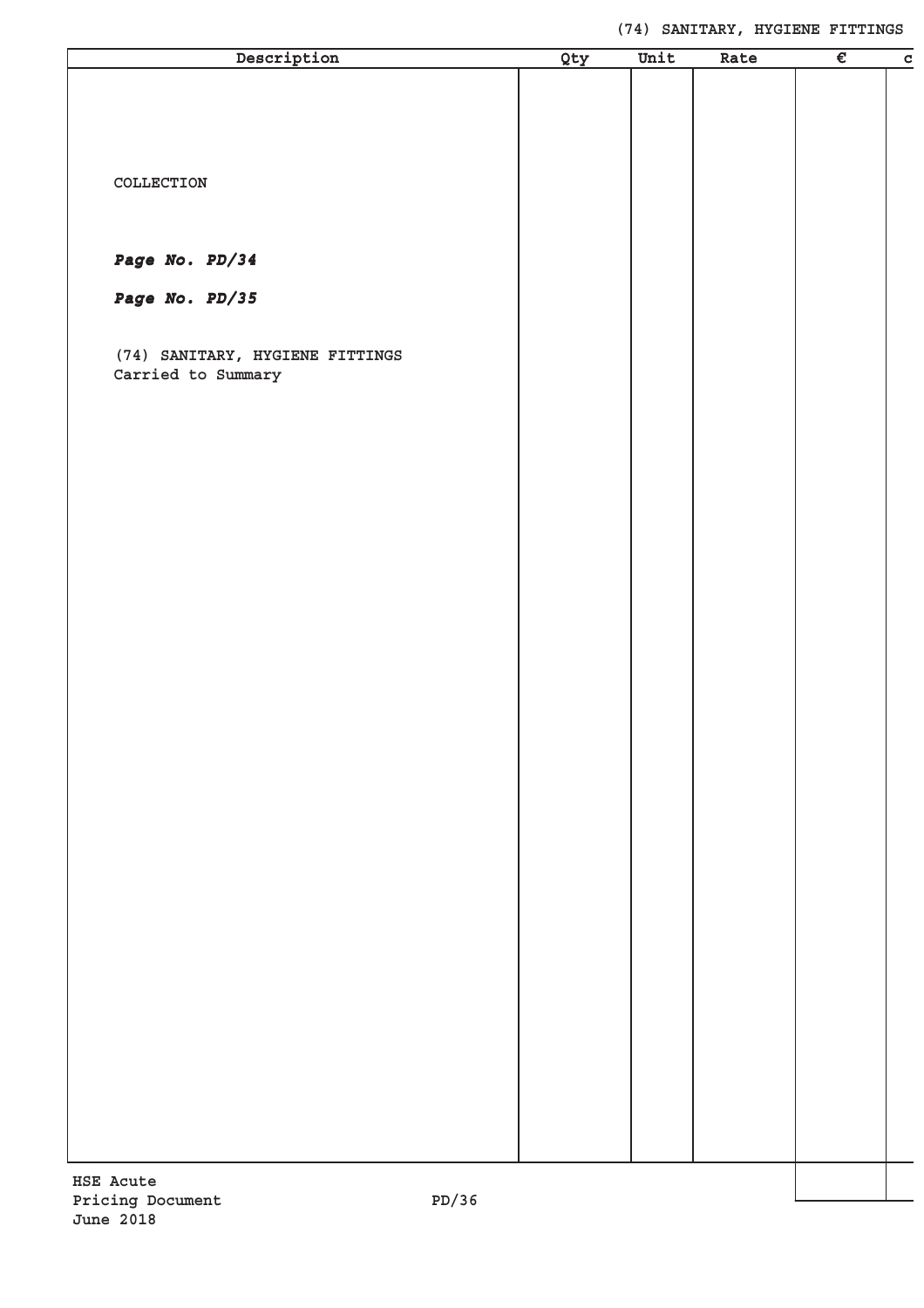| Description | Qty | Unit | Rate | € | c |
|---|---|---|---|---|---|
| COLLECTION | | | | | |
| ***Page No. PD/34*** | | | | | |
| ***Page No. PD/35*** | | | | | |
| (74) SANITARY, HYGIENE FITTINGS Carried to Summary | | | | | |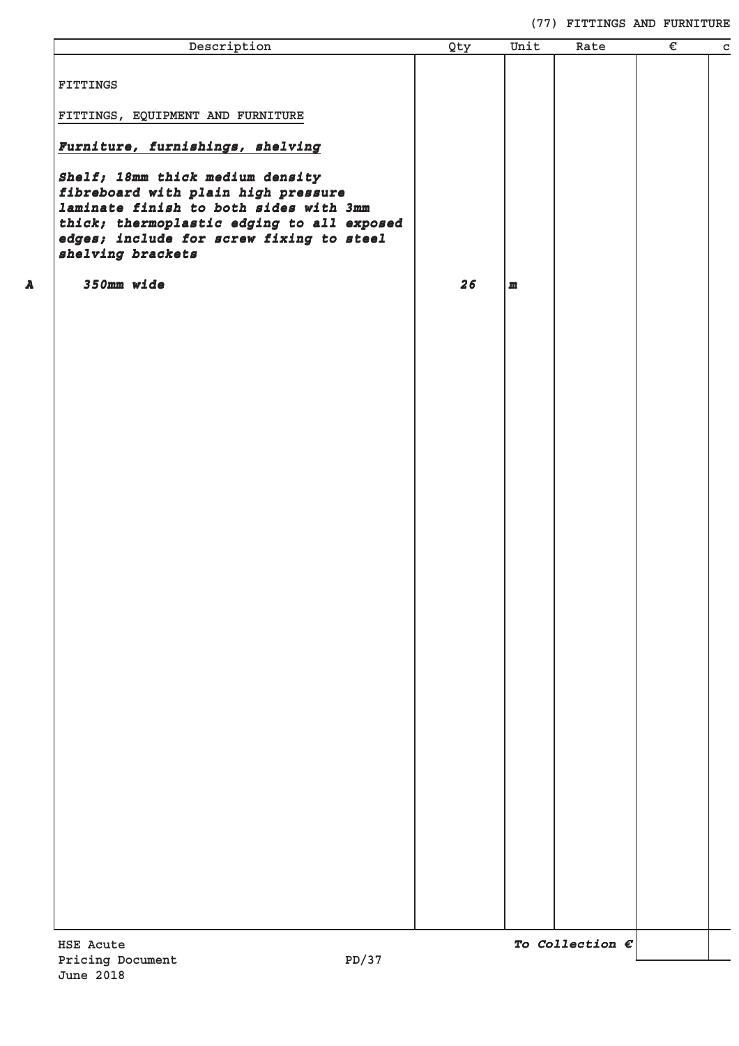## (77) FITTINGS AND FURNITURE

| | Description | Qty | Unit | Rate | € | c |
|---|---|---|---|---|---|---|
| | FITTINGS | | | | | |
| | FITTINGS, EQUIPMENT AND FURNITURE | | | | | |
| | ***Furniture, furnishings, shelving*** | | | | | |
| | ***Shelf; 18mm thick medium density fibreboard with plain high pressure laminate finish to both sides with 3mm thick; thermoplastic edging to all exposed edges; include for screw fixing to steel shelving brackets*** | | | | | |
| ***A*** | ***350mm wide*** | ***26*** | ***m*** | | | |
| | | | | ***To Collection €*** | | |

HSE Acute
Pricing Document
June 2018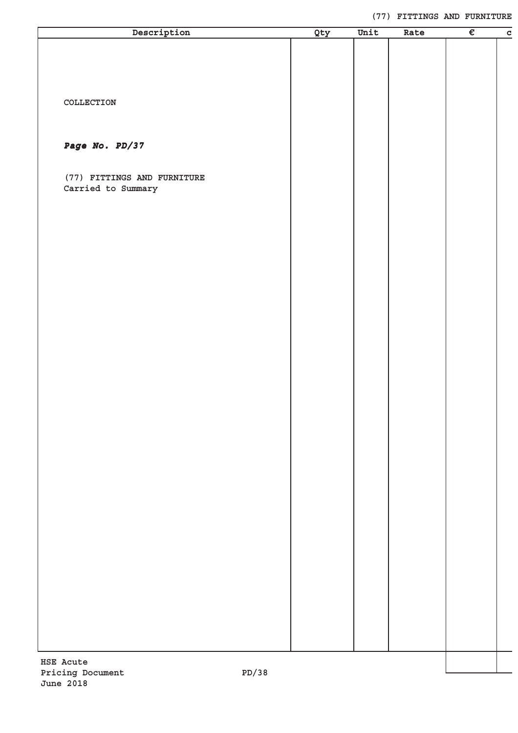| Description | Qty | Unit | Rate | € | c |
|---|---|---|---|---|---|
| COLLECTION | | | | | |
| ***Page No. PD/37*** | | | | | |
| (77) FITTINGS AND FURNITURE<br>Carried to Summary | | | | | |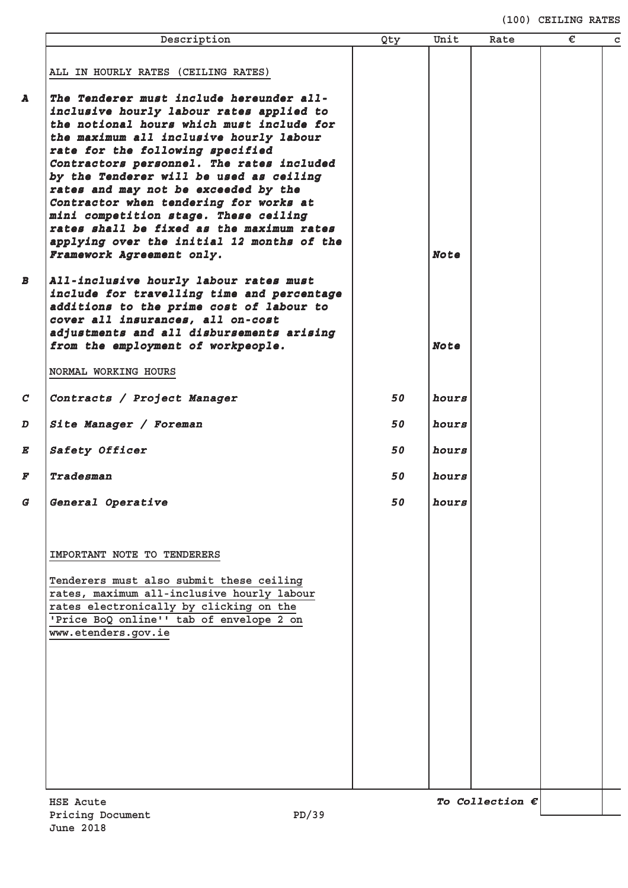(100) CEILING RATES

| | Description | Qty | Unit | Rate | € | c |
|---|---|---|---|---|---|---|
| | ALL IN HOURLY RATES (CEILING RATES) | | | | | |
| **A** | ***The Tenderer must include hereunder all-inclusive hourly labour rates applied to the notional hours which must include for the maximum all inclusive hourly labour rate for the following specified Contractors personnel. The rates included by the Tenderer will be used as ceiling rates and may not be exceeded by the Contractor when tendering for works at mini competition stage. These ceiling rates shall be fixed as the maximum rates applying over the initial 12 months of the Framework Agreement only.*** | | ***Note*** | | | |
| **B** | ***All-inclusive hourly labour rates must include for travelling time and percentage additions to the prime cost of labour to cover all insurances, all on-cost adjustments and all disbursements arising from the employment of workpeople.*** | | ***Note*** | | | |
| | NORMAL WORKING HOURS | | | | | |
| **C** | ***Contracts / Project Manager*** | ***50*** | ***hours*** | | | |
| **D** | ***Site Manager / Foreman*** | ***50*** | ***hours*** | | | |
| **E** | ***Safety Officer*** | ***50*** | ***hours*** | | | |
| **F** | ***Tradesman*** | ***50*** | ***hours*** | | | |
| **G** | ***General Operative*** | ***50*** | ***hours*** | | | |
| | IMPORTANT NOTE TO TENDERERS | | | | | |
| | Tenderers must also submit these ceiling rates, maximum all-inclusive hourly labour rates electronically by clicking on the 'Price BoQ online'' tab of envelope 2 on www.etenders.gov.ie | | | | | |
| | | | | ***To Collection €*** | | |

HSE Acute
Pricing Document
June 2018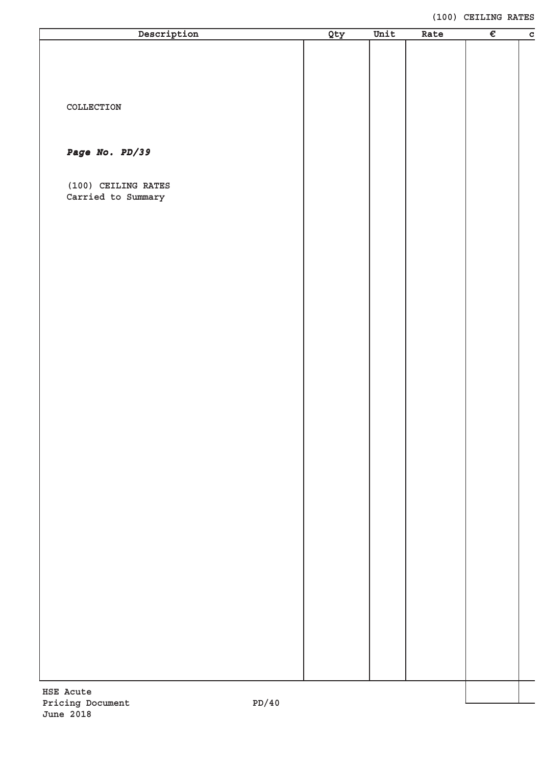| Description | Qty | Unit | Rate | € | c |
|---|---|---|---|---|---|
| COLLECTION | | | | | |
| ***Page No. PD/39*** | | | | | |
| (100) CEILING RATES Carried to Summary | | | | | |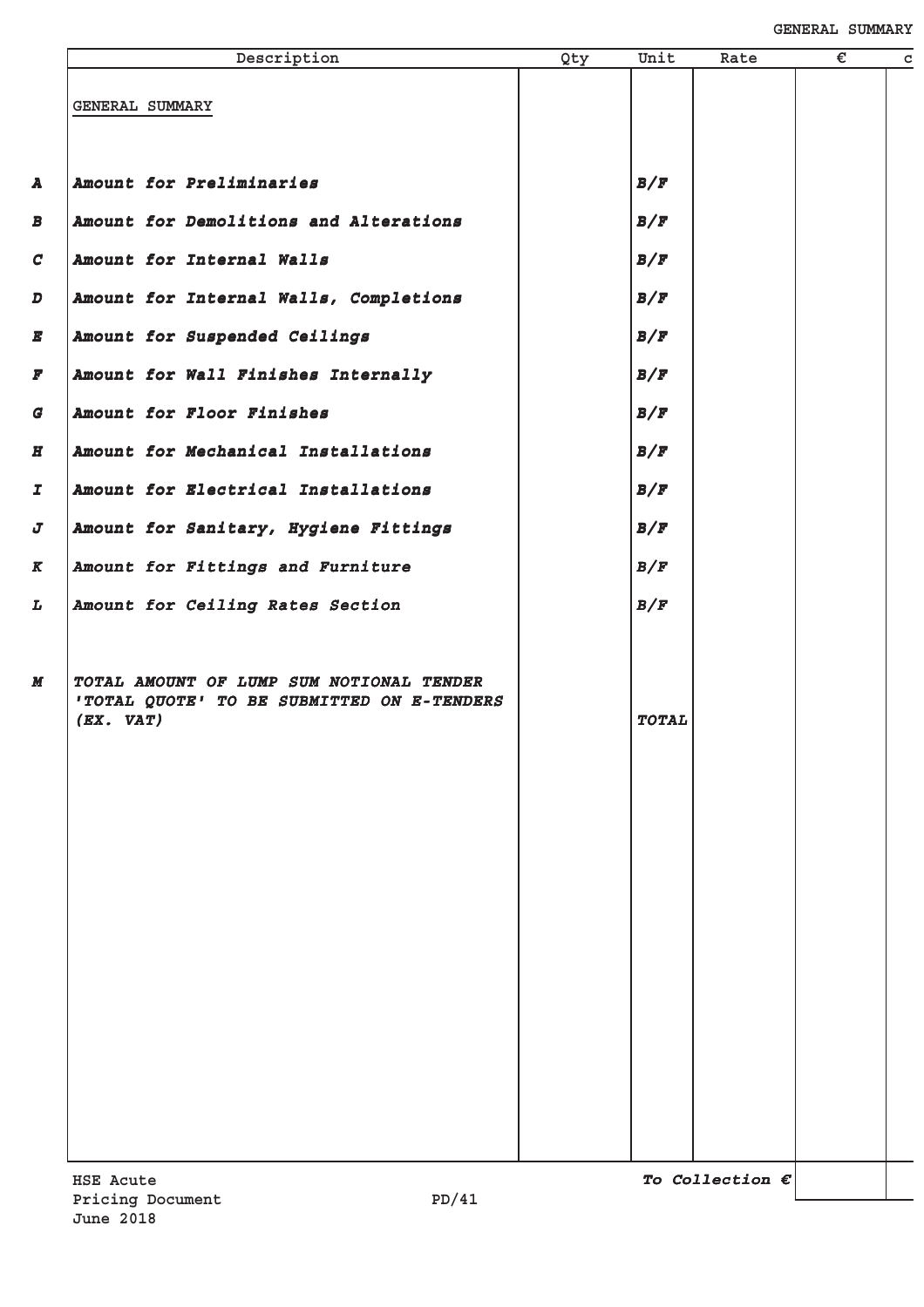| | Description | Qty | Unit | Rate | € | c |
|---|---|---|---|---|---|---|
| | GENERAL SUMMARY | | | | | |
| **A** | ***Amount for Preliminaries*** | | ***B/F*** | | | |
| **B** | ***Amount for Demolitions and Alterations*** | | ***B/F*** | | | |
| **C** | ***Amount for Internal Walls*** | | ***B/F*** | | | |
| **D** | ***Amount for Internal Walls, Completions*** | | ***B/F*** | | | |
| **E** | ***Amount for Suspended Ceilings*** | | ***B/F*** | | | |
| **F** | ***Amount for Wall Finishes Internally*** | | ***B/F*** | | | |
| **G** | ***Amount for Floor Finishes*** | | ***B/F*** | | | |
| **H** | ***Amount for Mechanical Installations*** | | ***B/F*** | | | |
| **I** | ***Amount for Electrical Installations*** | | ***B/F*** | | | |
| **J** | ***Amount for Sanitary, Hygiene Fittings*** | | ***B/F*** | | | |
| **K** | ***Amount for Fittings and Furniture*** | | ***B/F*** | | | |
| **L** | ***Amount for Ceiling Rates Section*** | | ***B/F*** | | | |
| **M** | ***TOTAL AMOUNT OF LUMP SUM NOTIONAL TENDER 'TOTAL QUOTE' TO BE SUBMITTED ON E-TENDERS (EX. VAT)*** | | ***TOTAL*** | | | |
| | | | | ***To Collection €*** | | |

HSE Acute
Pricing Document
June 2018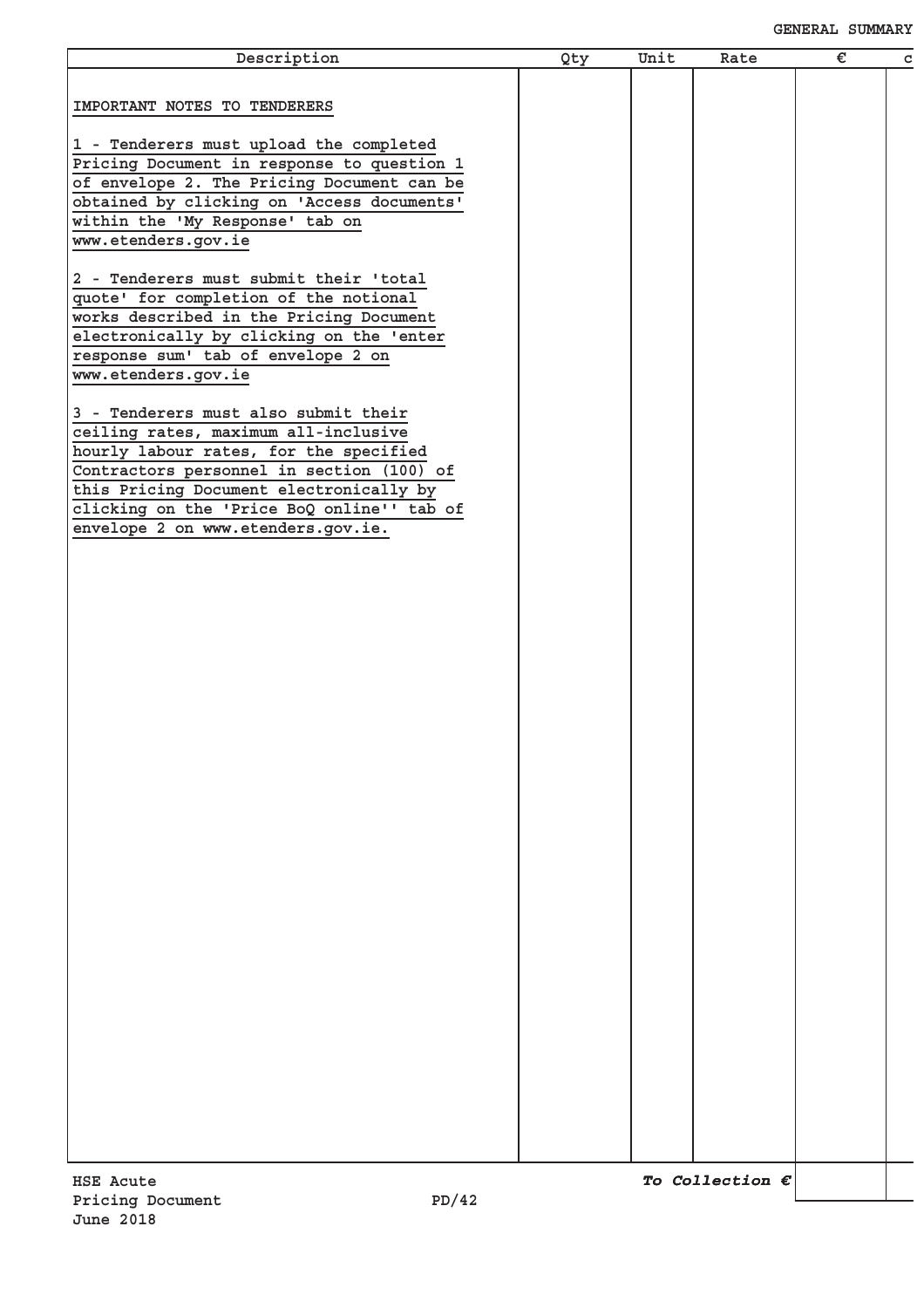| Description | Qty | Unit | Rate | € | c |
|---|---|---|---|---|---|
| IMPORTANT NOTES TO TENDERERS | | | | | |
| 1 - Tenderers must upload the completed Pricing Document in response to question 1 of envelope 2. The Pricing Document can be obtained by clicking on 'Access documents' within the 'My Response' tab on www.etenders.gov.ie | | | | | |
| 2 - Tenderers must submit their 'total quote' for completion of the notional works described in the Pricing Document electronically by clicking on the 'enter response sum' tab of envelope 2 on www.etenders.gov.ie | | | | | |
| 3 - Tenderers must also submit their ceiling rates, maximum all-inclusive hourly labour rates, for the specified Contractors personnel in section (100) of this Pricing Document electronically by clicking on the 'Price BoQ online'' tab of envelope 2 on www.etenders.gov.ie. | | | | | |
| | | | ***To Collection €*** | | |